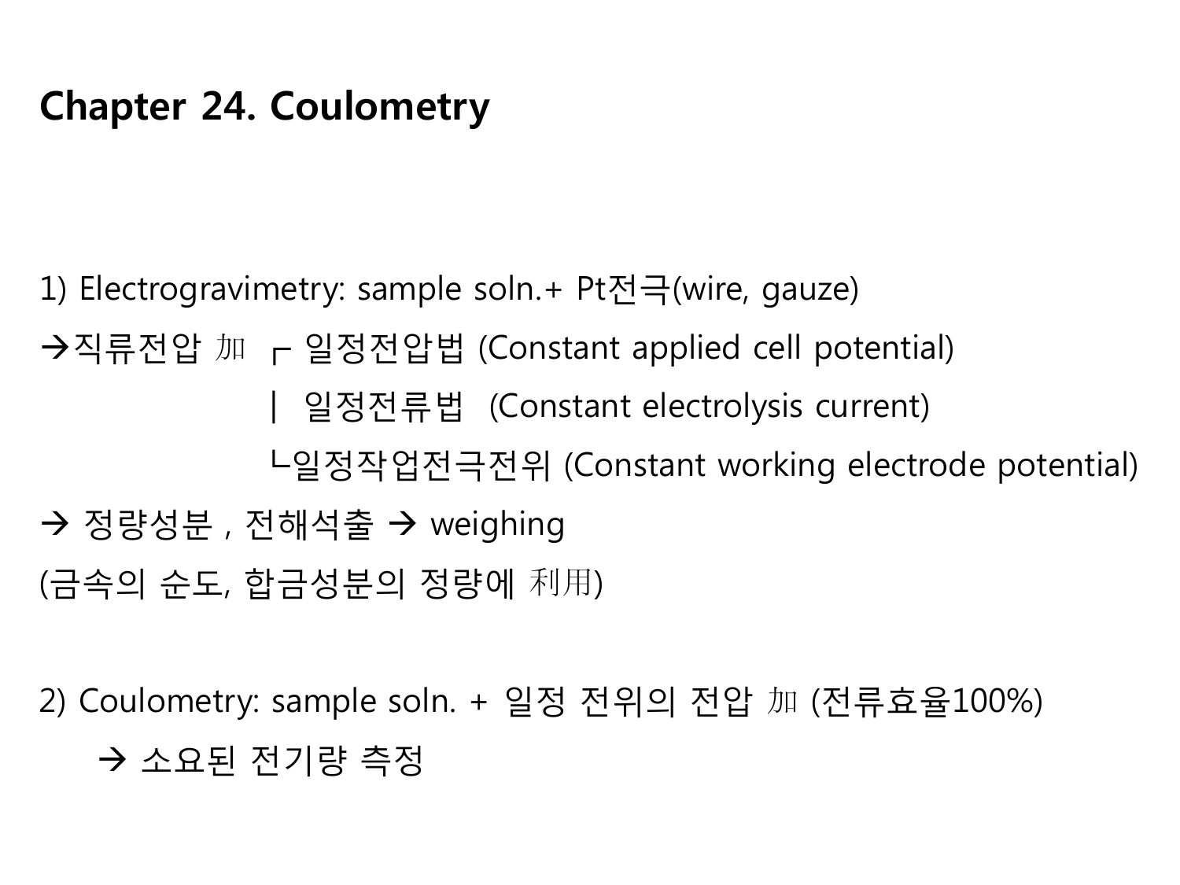# Chapter 24. Coulometry

1) Electrogravimetry: sample soln.+ Pt전극(wire, gauze)

→직류전압 加 ┌ 일정전압법 (Constant applied cell potential)

| 일정전류법 (Constant electrolysis current)

└일정작업전극전위 (Constant working electrode potential)

→ 정량성분 , 전해석출 → weighing

(금속의 순도, 합금성분의 정량에 利用)

2) Coulometry: sample soln. + 일정 전위의 전압 加 (전류효율100%)

→ 소요된 전기량 측정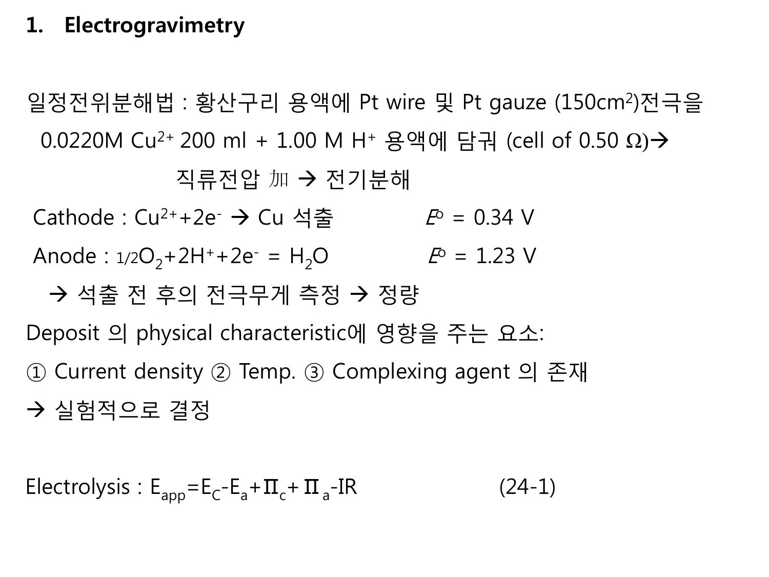## 1. Electrogravimetry

일정전위분해법 : 황산구리 용액에 Pt wire 및 Pt gauze ($150cm^2$)전극을
 $0.0220M\ Cu^{2+}$ 200 ml + 1.00 M $H^+$ 용액에 담궈 (cell of 0.50 Ω)→
 직류전압 加 → 전기분해

Cathode : $Cu^{2+} + 2e^- \rightarrow Cu$ 석출 $E^o = 0.34\ V$

Anode : $1/2O_2 + 2H^+ + 2e^- = H_2O$ $E^o = 1.23\ V$

→ 석출 전 후의 전극무게 측정 → 정량

Deposit 의 physical characteristic에 영향을 주는 요소:

① Current density ② Temp. ③ Complexing agent 의 존재

→ 실험적으로 결정

Electrolysis : $E_{app} = E_C - E_a + \Pi_c + \Pi_a - IR$ (24-1)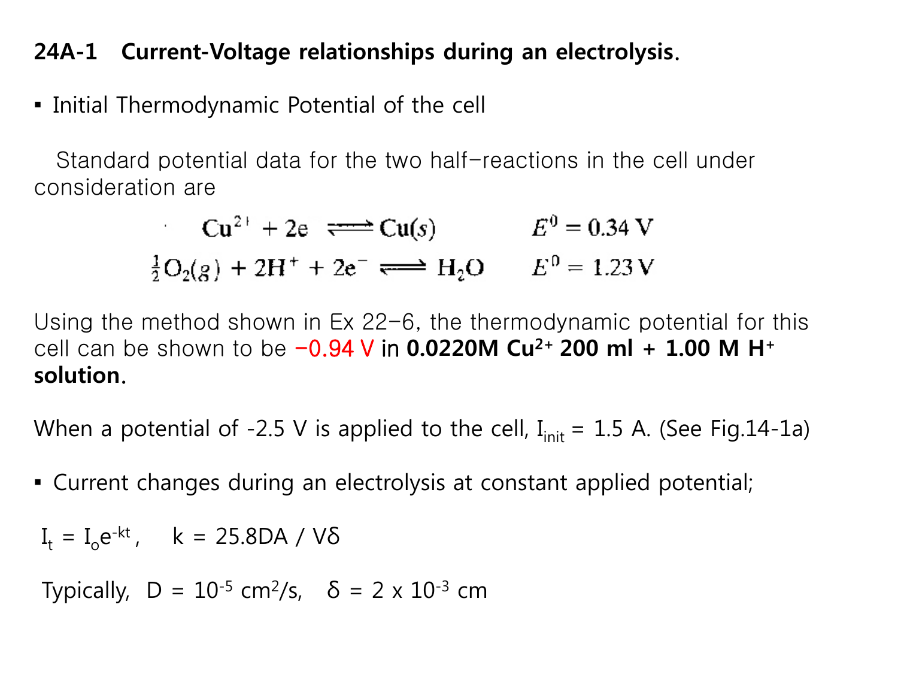## 24A-1 Current-Voltage relationships during an electrolysis.

- Initial Thermodynamic Potential of the cell

Standard potential data for the two half-reactions in the cell under consideration are

$$Cu^{2+} + 2e \rightleftharpoons Cu(s) \qquad E^0 = 0.34\ V$$

$$\tfrac{1}{2}O_2(g) + 2H^+ + 2e^- \rightleftharpoons H_2O \qquad E^0 = 1.23\ V$$

Using the method shown in Ex 22-6, the thermodynamic potential for this cell can be shown to be −0.94 V in **0.0220M $Cu^{2+}$ 200 ml + 1.00 M $H^+$ solution.**

When a potential of -2.5 V is applied to the cell, $I_{init}$ = 1.5 A. (See Fig.14-1a)

- Current changes during an electrolysis at constant applied potential;

$I_t = I_o e^{-kt}$, $\quad k = 25.8DA / V\delta$

Typically, $D = 10^{-5}\ cm^2/s$, $\quad \delta = 2 \times 10^{-3}\ cm$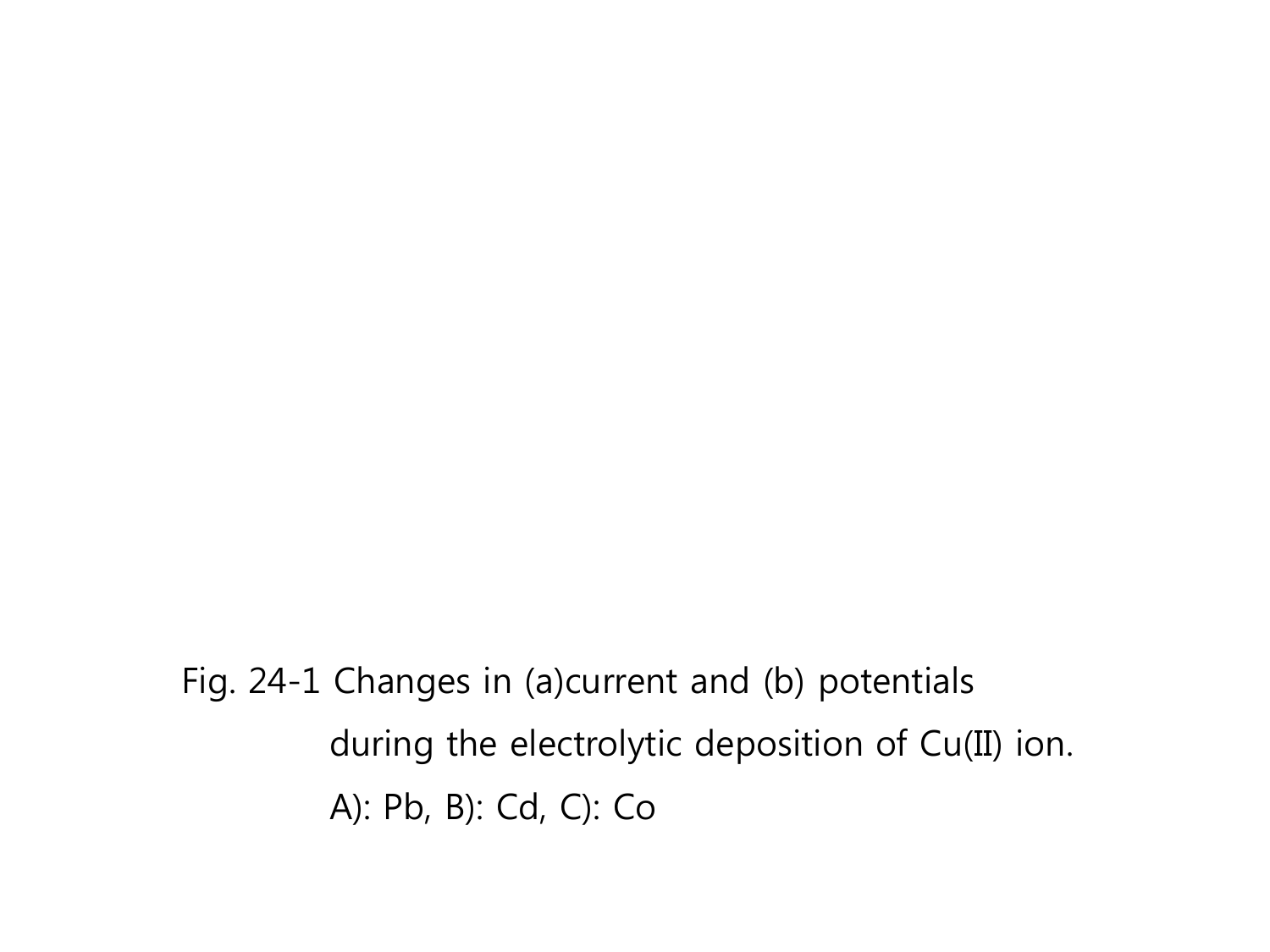Fig. 24-1 Changes in (a)current and (b) potentials during the electrolytic deposition of Cu(II) ion.

A): Pb, B): Cd, C): Co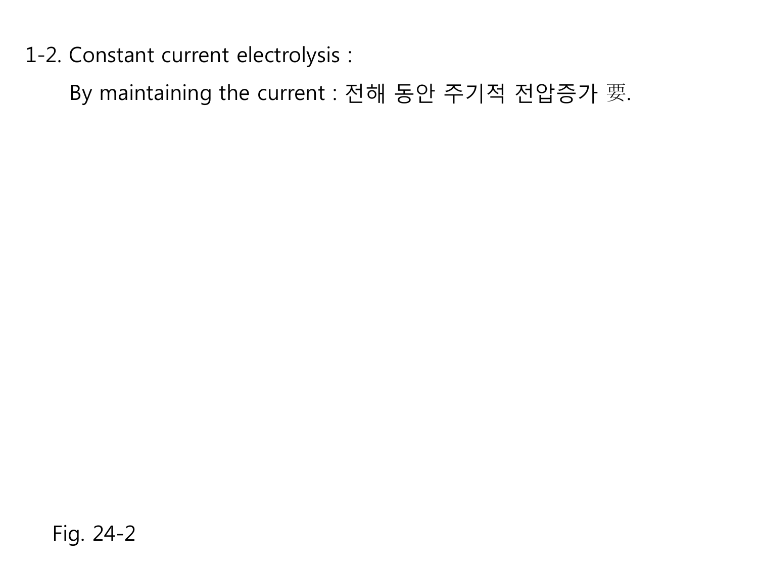1-2. Constant current electrolysis :

By maintaining the current : 전해 동안 주기적 전압증가 要.

Fig. 24-2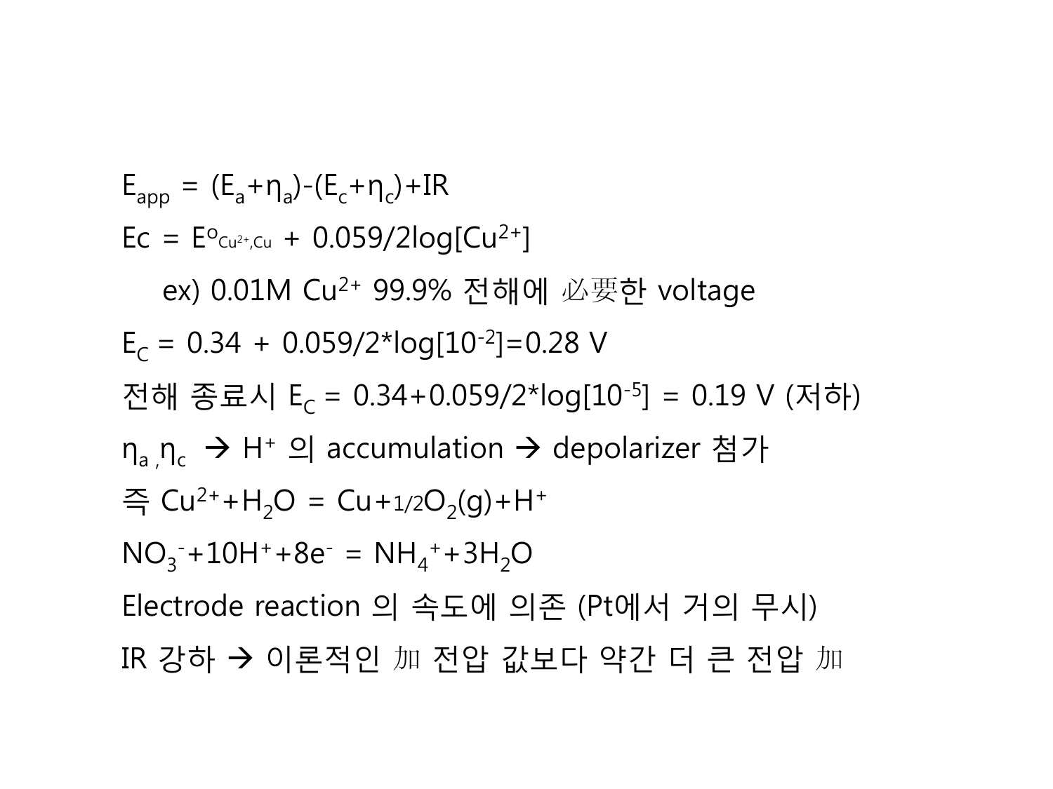$E_{app} = (E_a+\eta_a)-(E_c+\eta_c)+IR$

$Ec = E^o_{Cu^{2+},Cu} + 0.059/2\log[Cu^{2+}]$

ex) 0.01M $Cu^{2+}$ 99.9% 전해에 必要한 voltage

$E_C = 0.34 + 0.059/2*\log[10^{-2}]=0.28$ V

전해 종료시 $E_C = 0.34+0.059/2*\log[10^{-5}] = 0.19$ V (저하)

$\eta_a, \eta_c$ → $H^+$ 의 accumulation → depolarizer 첨가

즉 $Cu^{2+}+H_2O = Cu+1/2O_2(g)+H^+$

$NO_3^-+10H^++8e^- = NH_4^++3H_2O$

Electrode reaction 의 속도에 의존 (Pt에서 거의 무시)

IR 강하 → 이론적인 加 전압 값보다 약간 더 큰 전압 加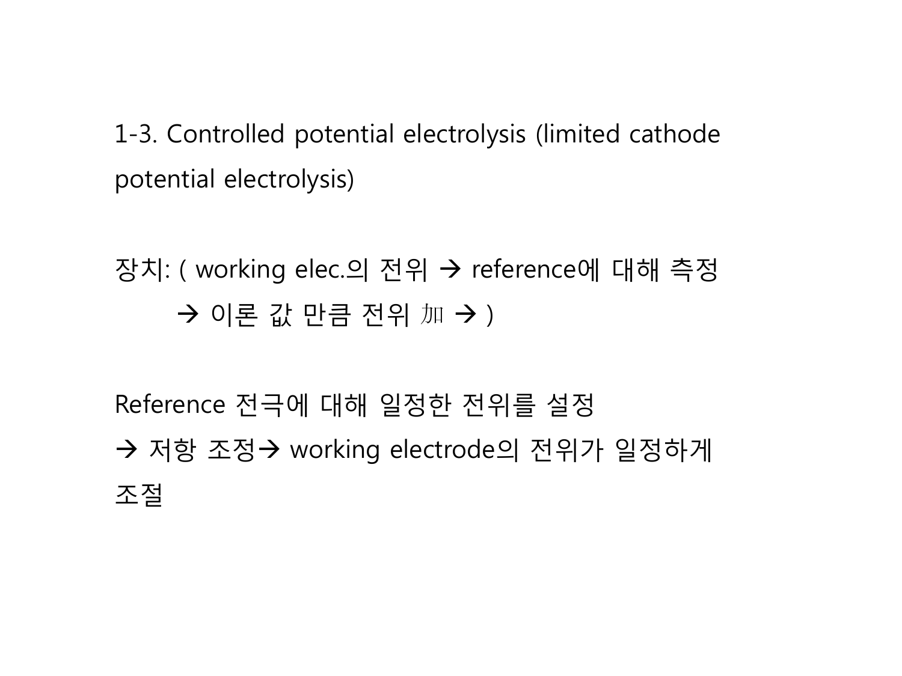## 1-3. Controlled potential electrolysis (limited cathode potential electrolysis)

장치: ( working elec.의 전위 → reference에 대해 측정
  → 이론 값 만큼 전위 加 → )

Reference 전극에 대해 일정한 전위를 설정
→ 저항 조정→ working electrode의 전위가 일정하게 조절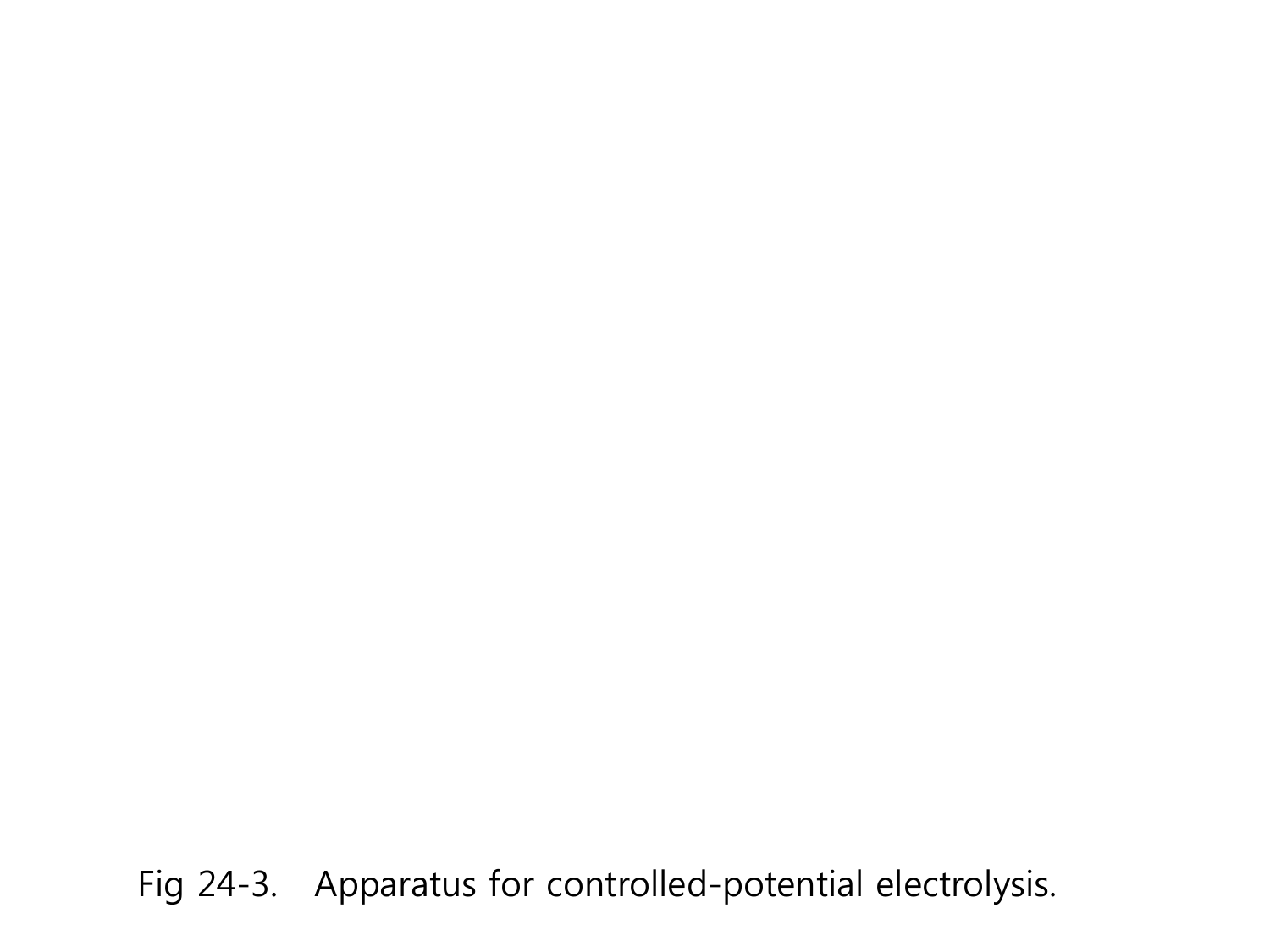Fig 24-3. Apparatus for controlled-potential electrolysis.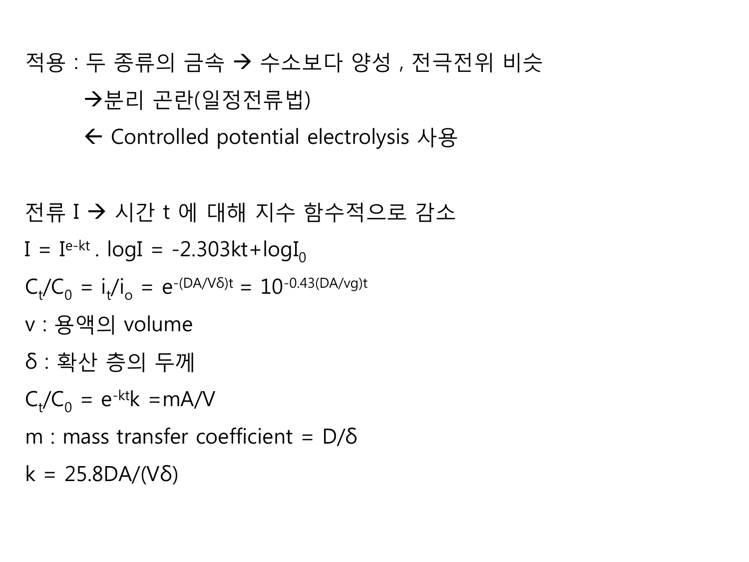적용 : 두 종류의 금속 → 수소보다 양성 , 전극전위 비슷

→분리 곤란(일정전류법)

← Controlled potential electrolysis 사용

전류 I → 시간 t 에 대해 지수 함수적으로 감소

$I = I^{e-kt}$ . $\log I = -2.303kt + \log I_0$

$C_t/C_0 = i_t/i_o = e^{-(DA/V\delta)t} = 10^{-0.43(DA/vg)t}$

v : 용액의 volume

δ : 확산 층의 두께

$C_t/C_0 = e^{-kt}k = mA/V$

m : mass transfer coefficient = $D/\delta$

$k = 25.8DA/(V\delta)$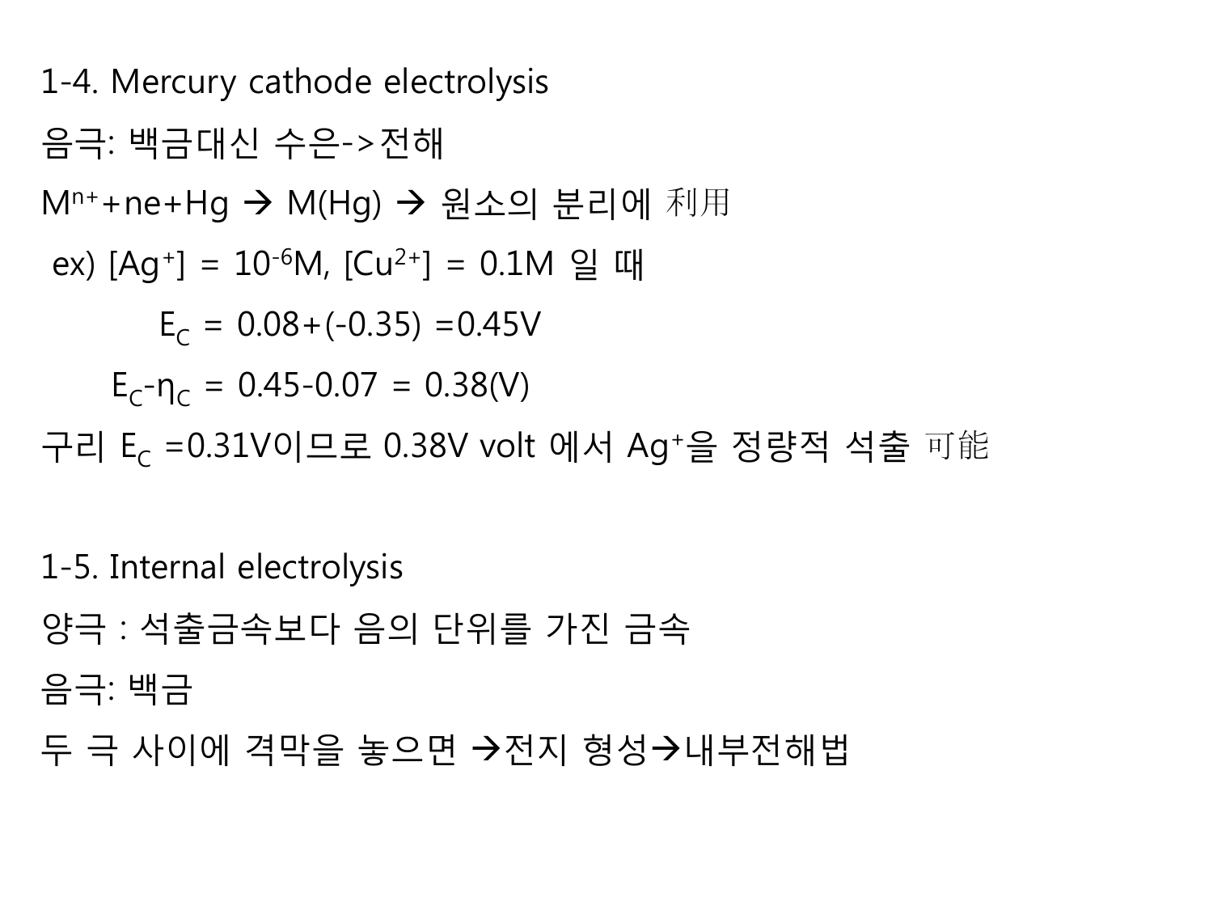## 1-4. Mercury cathode electrolysis

음극: 백금대신 수은->전해

$M^{n+}+ne+Hg \rightarrow M(Hg) \rightarrow$ 원소의 분리에 利用

ex) $[Ag^{+}] = 10^{-6}M$, $[Cu^{2+}] = 0.1M$ 일 때

$$E_C = 0.08+(-0.35) = 0.45V$$

$$E_C-\eta_C = 0.45-0.07 = 0.38(V)$$

구리 $E_C = 0.31V$이므로 0.38V volt 에서 $Ag^{+}$을 정량적 석출 可能

## 1-5. Internal electrolysis

양극 : 석출금속보다 음의 단위를 가진 금속

음극: 백금

두 극 사이에 격막을 놓으면 →전지 형성→내부전해법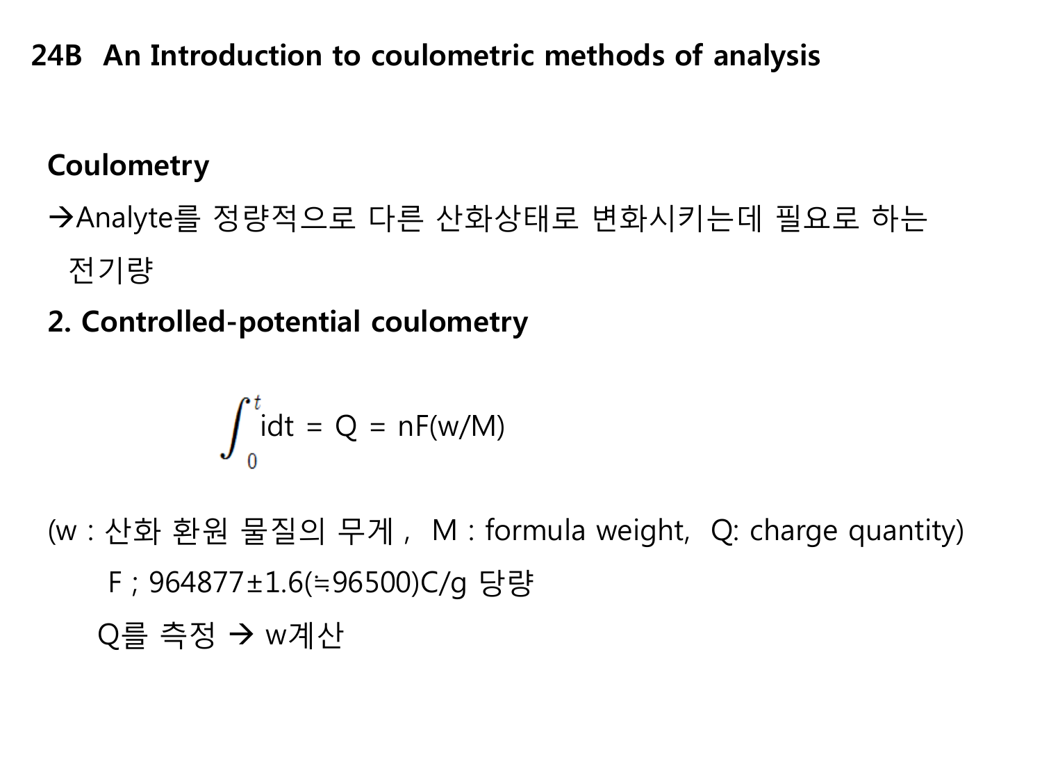# 24B An Introduction to coulometric methods of analysis

**Coulometry**

→Analyte를 정량적으로 다른 산화상태로 변화시키는데 필요로 하는 전기량

**2. Controlled-potential coulometry**

$$\int_0^t i dt = Q = nF(w/M)$$

(w : 산화 환원 물질의 무게 , M : formula weight, Q: charge quantity)

F ; 964877±1.6(≒96500)C/g 당량

Q를 측정 → w계산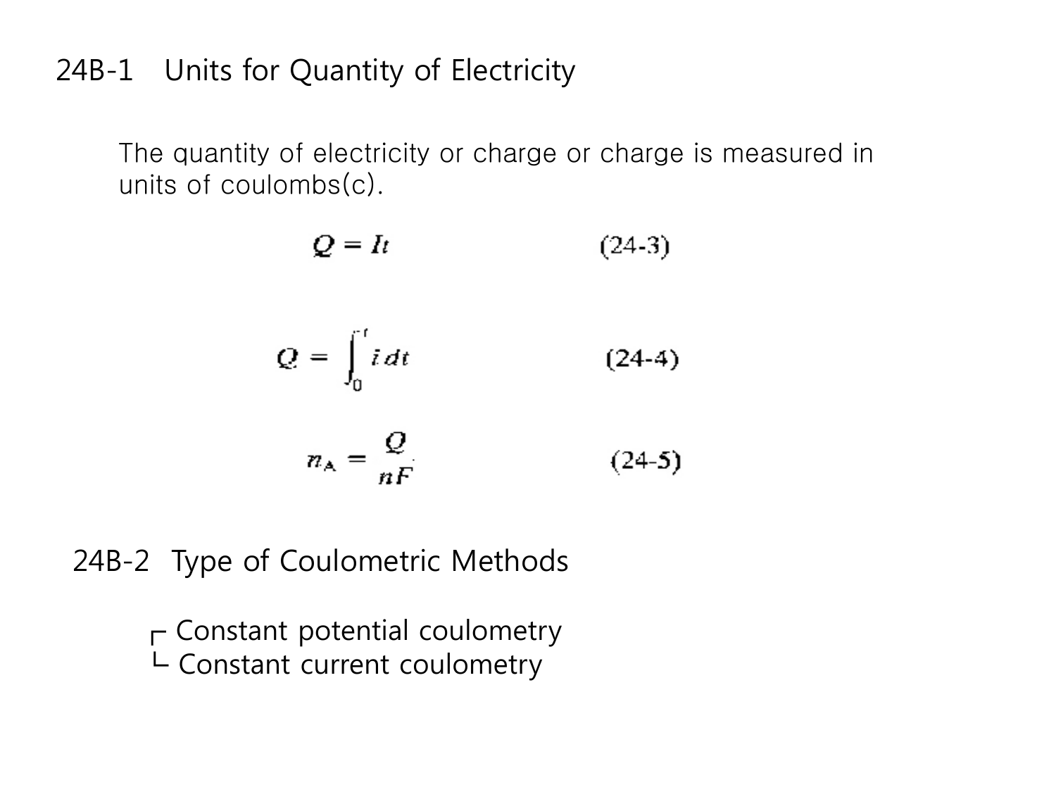## 24B-1 Units for Quantity of Electricity

The quantity of electricity or charge or charge is measured in units of coulombs(c).

$$Q = It \qquad (24\text{-}3)$$

$$Q = \int_0^t i\,dt \qquad (24\text{-}4)$$

$$n_A = \frac{Q}{nF} \qquad (24\text{-}5)$$

## 24B-2 Type of Coulometric Methods

┌ Constant potential coulometry
└ Constant current coulometry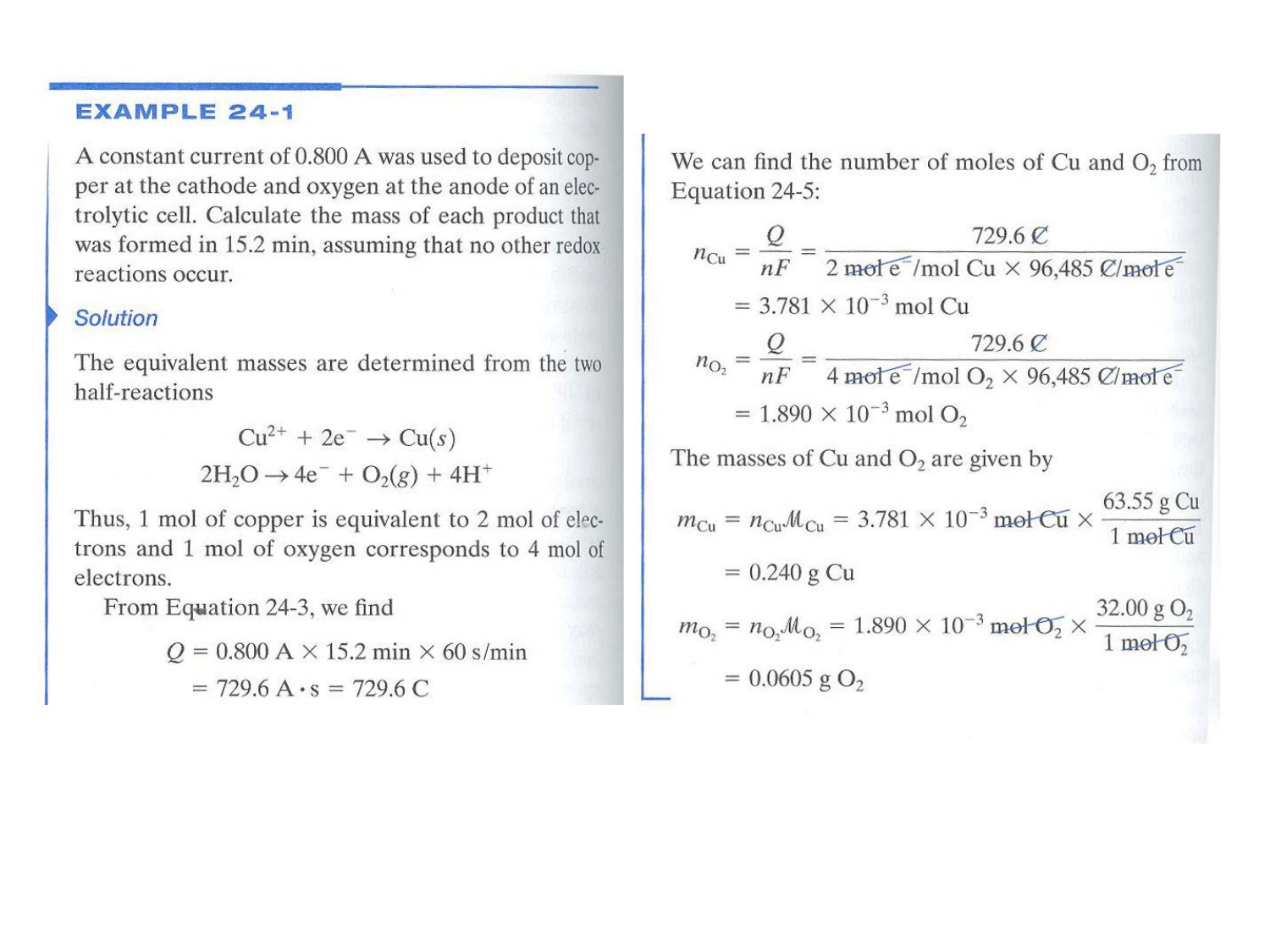## EXAMPLE 24-1

A constant current of 0.800 A was used to deposit copper at the cathode and oxygen at the anode of an electrolytic cell. Calculate the mass of each product that was formed in 15.2 min, assuming that no other redox reactions occur.

### Solution

The equivalent masses are determined from the two half-reactions

$$Cu^{2+} + 2e^- \rightarrow Cu(s)$$

$$2H_2O \rightarrow 4e^- + O_2(g) + 4H^+$$

Thus, 1 mol of copper is equivalent to 2 mol of electrons and 1 mol of oxygen corresponds to 4 mol of electrons.

From Equation 24-3, we find

$$Q = 0.800\text{ A} \times 15.2\text{ min} \times 60\text{ s/min}$$

$$= 729.6\text{ A}\cdot\text{s} = 729.6\text{ C}$$

We can find the number of moles of Cu and $O_2$ from Equation 24-5:

$$n_{Cu} = \frac{Q}{nF} = \frac{729.6\text{ C}}{2\text{ mol e}^-/\text{mol Cu} \times 96{,}485\text{ C/mol e}^-}$$

$$= 3.781 \times 10^{-3}\text{ mol Cu}$$

$$n_{O_2} = \frac{Q}{nF} = \frac{729.6\text{ C}}{4\text{ mol e}^-/\text{mol O}_2 \times 96{,}485\text{ C/mol e}^-}$$

$$= 1.890 \times 10^{-3}\text{ mol O}_2$$

The masses of Cu and $O_2$ are given by

$$m_{Cu} = n_{Cu}\mathcal{M}_{Cu} = 3.781 \times 10^{-3}\text{ mol Cu} \times \frac{63.55\text{ g Cu}}{1\text{ mol Cu}}$$

$$= 0.240\text{ g Cu}$$

$$m_{O_2} = n_{O_2}\mathcal{M}_{O_2} = 1.890 \times 10^{-3}\text{ mol O}_2 \times \frac{32.00\text{ g O}_2}{1\text{ mol O}_2}$$

$$= 0.0605\text{ g O}_2$$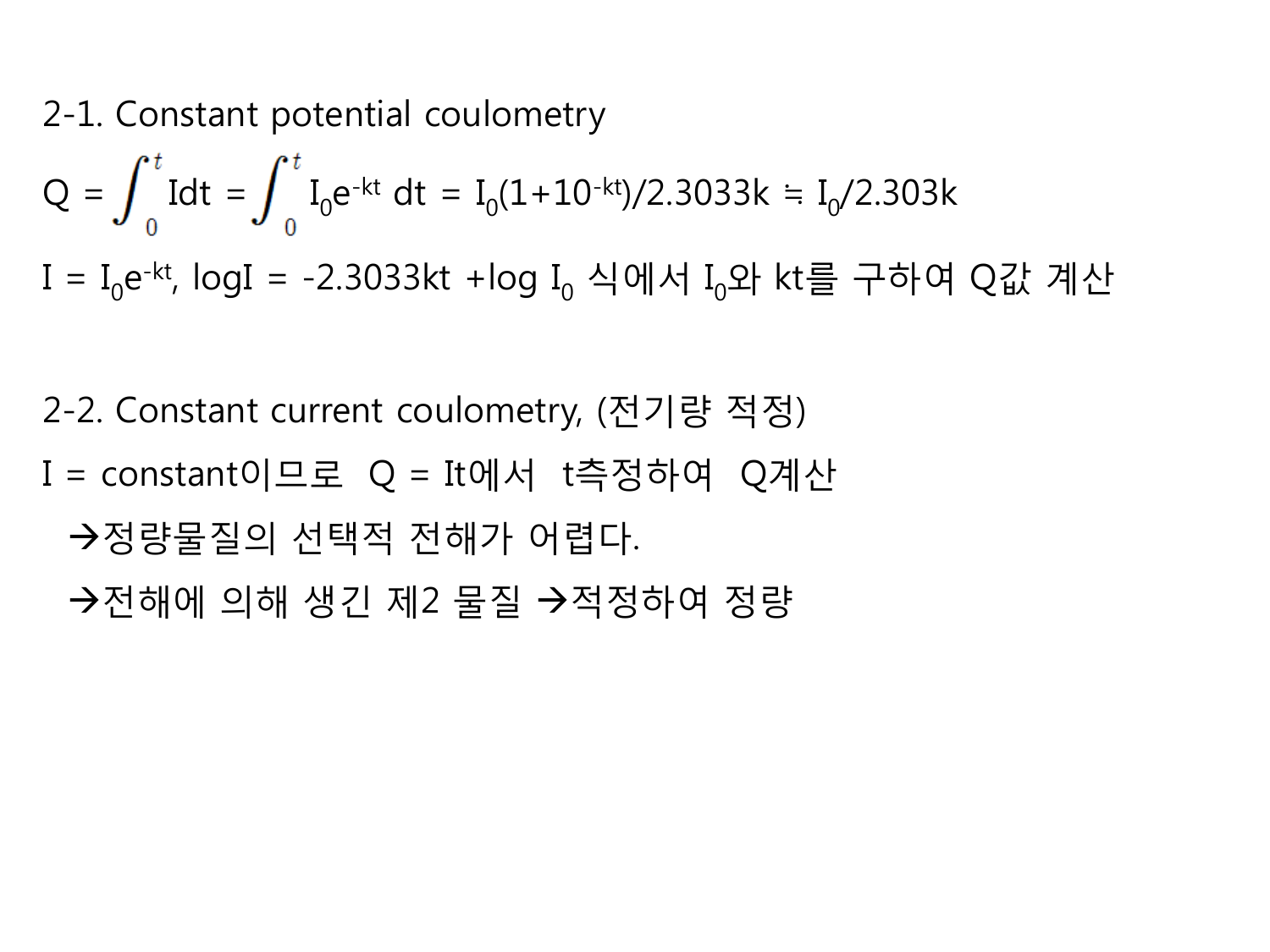2-1. Constant potential coulometry

$$Q = \int_0^t Idt = \int_0^t I_0 e^{-kt}\, dt = I_0(1+10^{-kt})/2.3033k \doteq I_0/2.303k$$

$I = I_0 e^{-kt}$, $\log I = -2.3033kt + \log I_0$ 식에서 $I_0$와 kt를 구하여 Q값 계산

2-2. Constant current coulometry, (전기량 적정)

I = constant이므로  Q = It에서  t측정하여  Q계산

→정량물질의 선택적 전해가 어렵다.

→전해에 의해 생긴 제2 물질 →적정하여 정량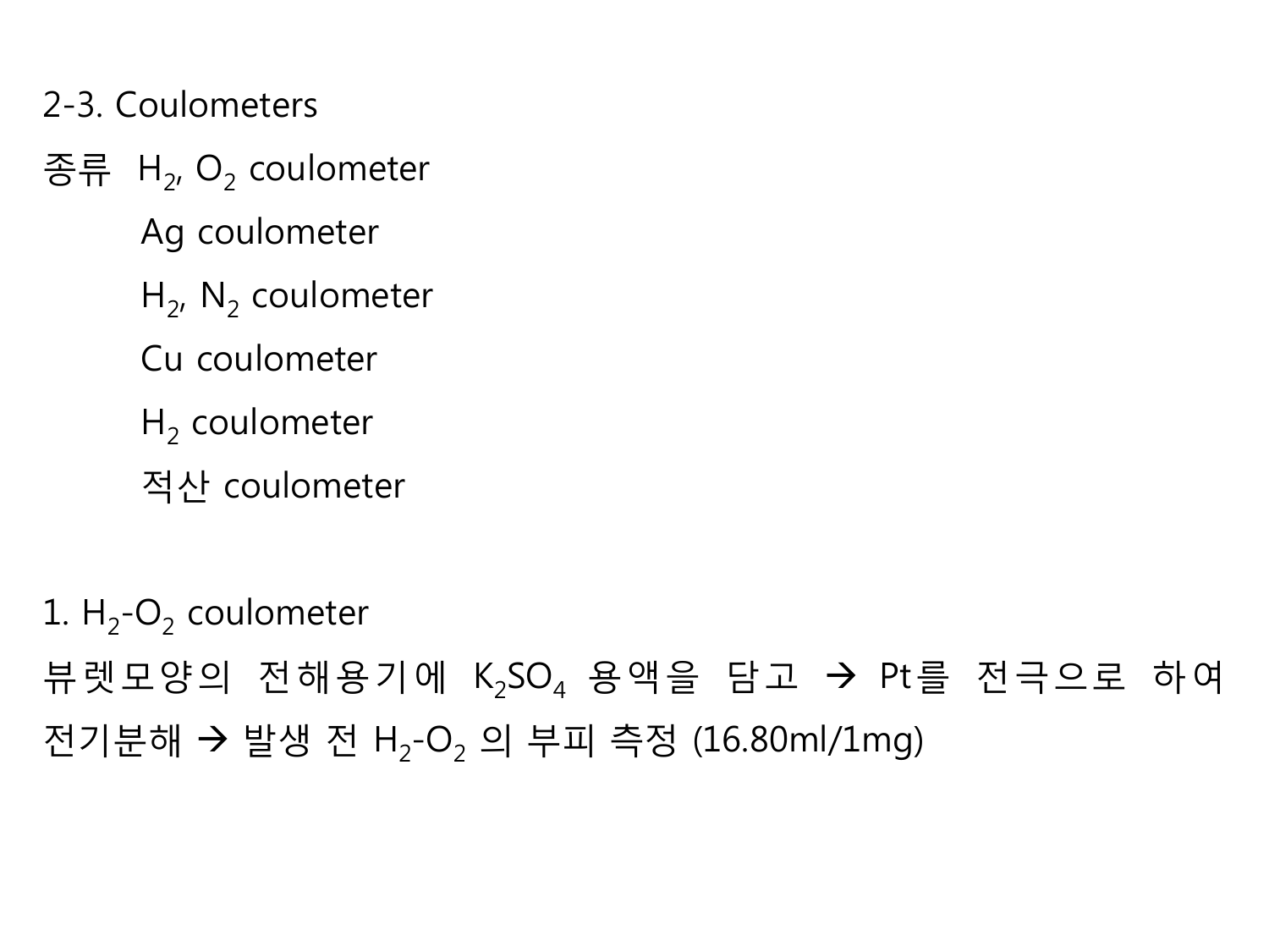## 2-3. Coulometers

종류 $H_2$, $O_2$ coulometer

Ag coulometer

$H_2$, $N_2$ coulometer

Cu coulometer

$H_2$ coulometer

적산 coulometer

### 1. $H_2$-$O_2$ coulometer

뷰렛모양의 전해용기에 $K_2SO_4$ 용액을 담고 → Pt를 전극으로 하여 전기분해 → 발생 전 $H_2$-$O_2$ 의 부피 측정 (16.80ml/1mg)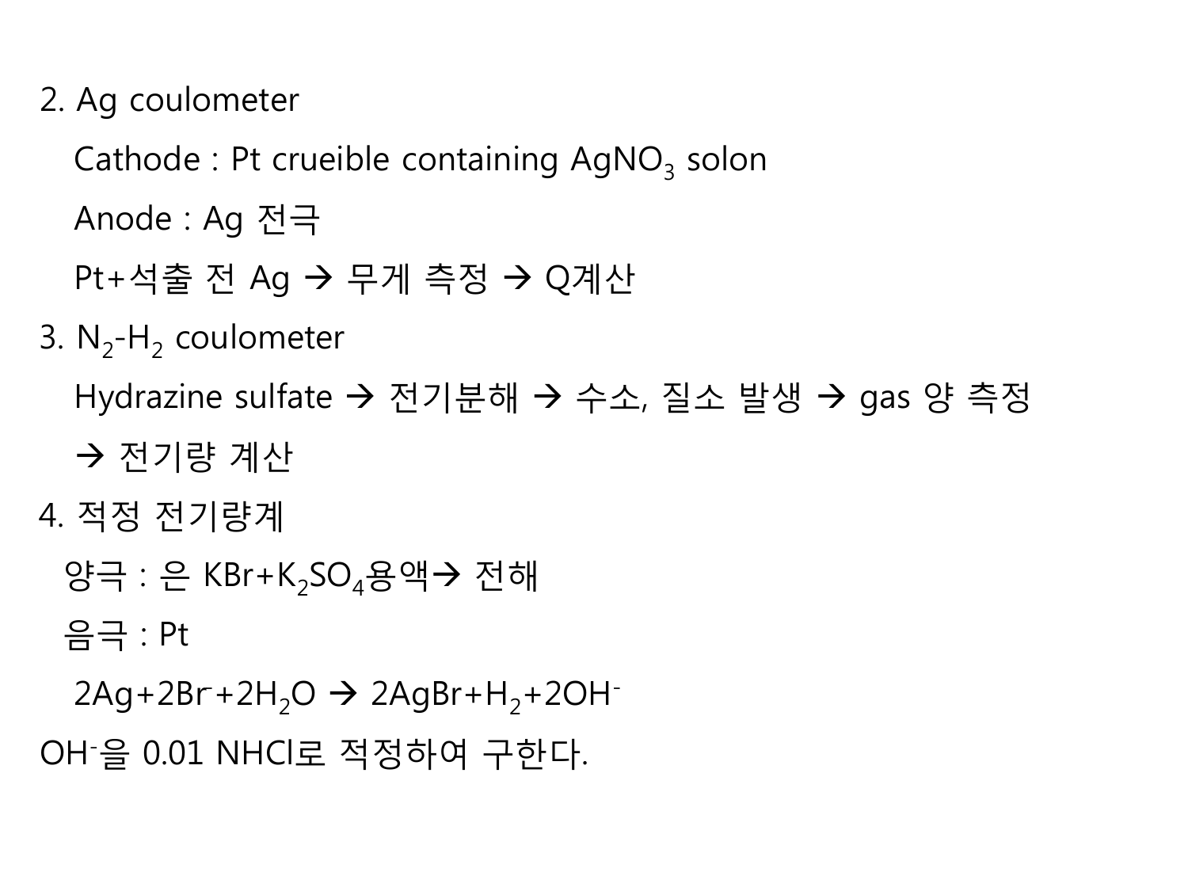2. Ag coulometer

   Cathode : Pt crueible containing $AgNO_3$ solon

   Anode : Ag 전극

   Pt+석출 전 Ag → 무게 측정 → Q계산

3. $N_2$-$H_2$ coulometer

   Hydrazine sulfate → 전기분해 → 수소, 질소 발생 → gas 양 측정 → 전기량 계산

4. 적정 전기량계

   양극 : 은 KBr+$K_2SO_4$용액→ 전해

   음극 : Pt

   $2Ag+2Br^-+2H_2O \rightarrow 2AgBr+H_2+2OH^-$

$OH^-$을 0.01 NHCl로 적정하여 구한다.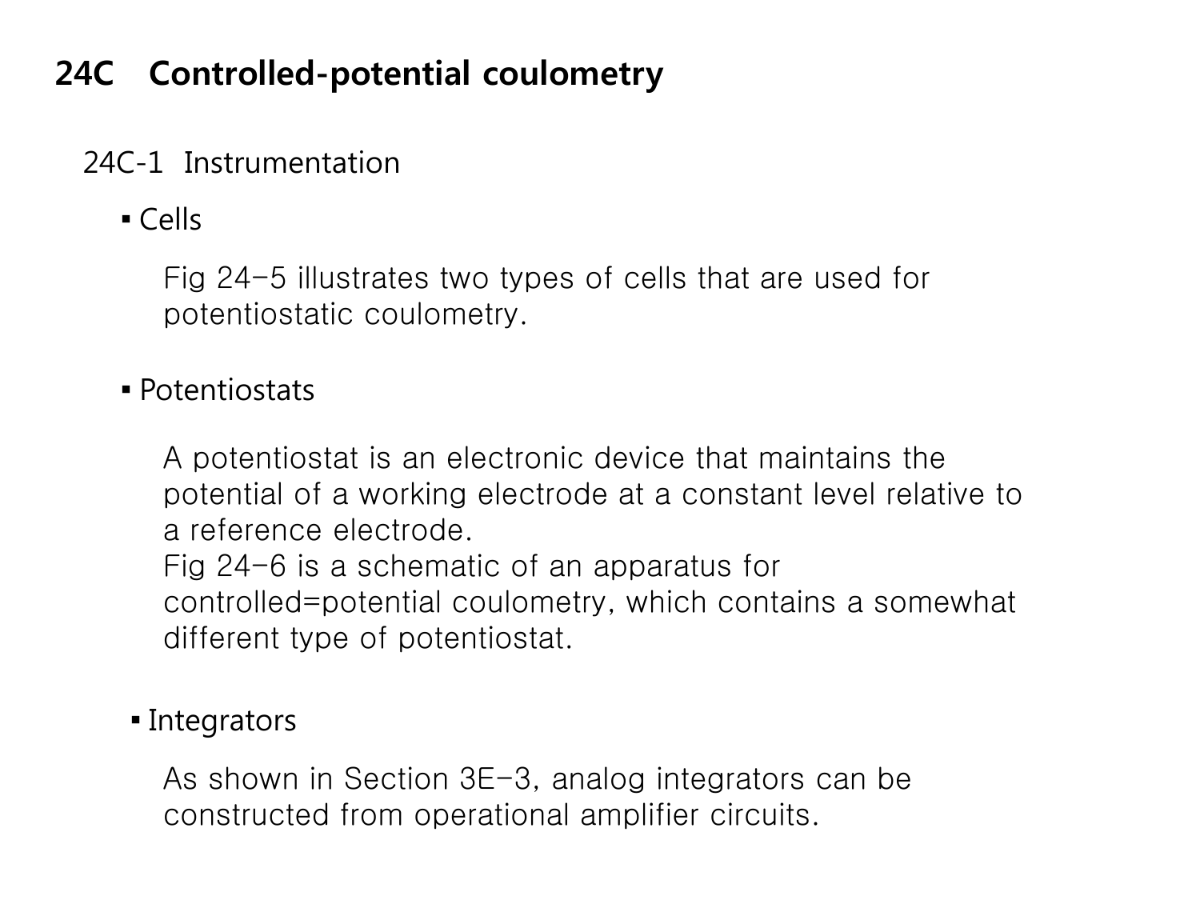# 24C Controlled-potential coulometry

## 24C-1 Instrumentation

- Cells

  Fig 24–5 illustrates two types of cells that are used for potentiostatic coulometry.

- Potentiostats

  A potentiostat is an electronic device that maintains the potential of a working electrode at a constant level relative to a reference electrode.
  Fig 24–6 is a schematic of an apparatus for controlled=potential coulometry, which contains a somewhat different type of potentiostat.

- Integrators

  As shown in Section 3E–3, analog integrators can be constructed from operational amplifier circuits.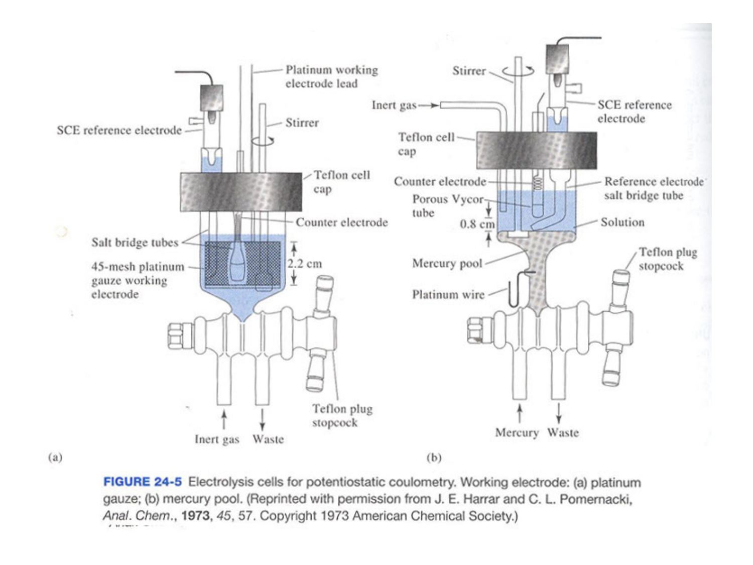**FIGURE 24-5** Electrolysis cells for potentiostatic coulometry. Working electrode: (a) platinum gauze; (b) mercury pool. (Reprinted with permission from J. E. Harrar and C. L. Pomernacki, *Anal. Chem.*, **1973**, *45*, 57. Copyright 1973 American Chemical Society.)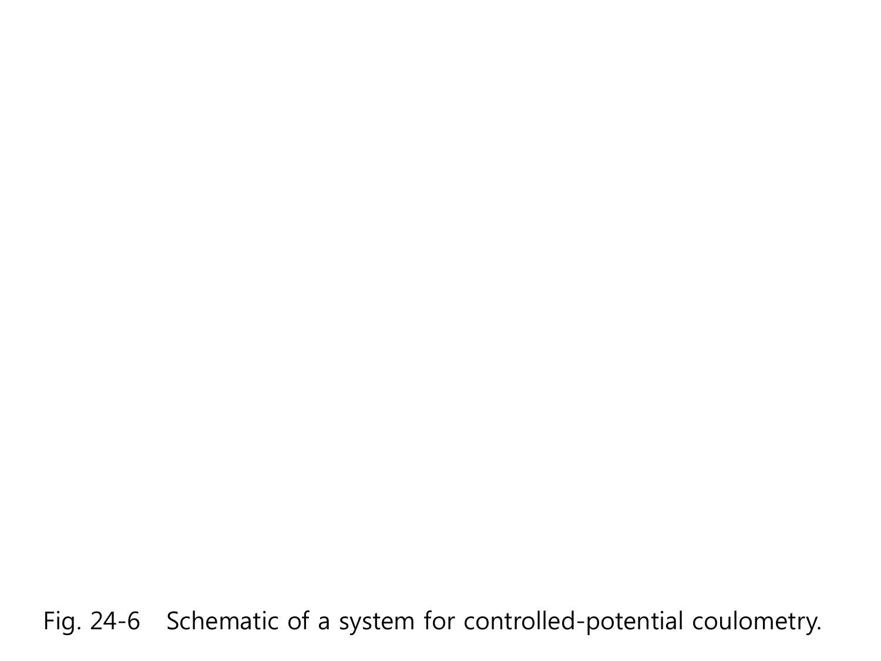Fig. 24-6 Schematic of a system for controlled-potential coulometry.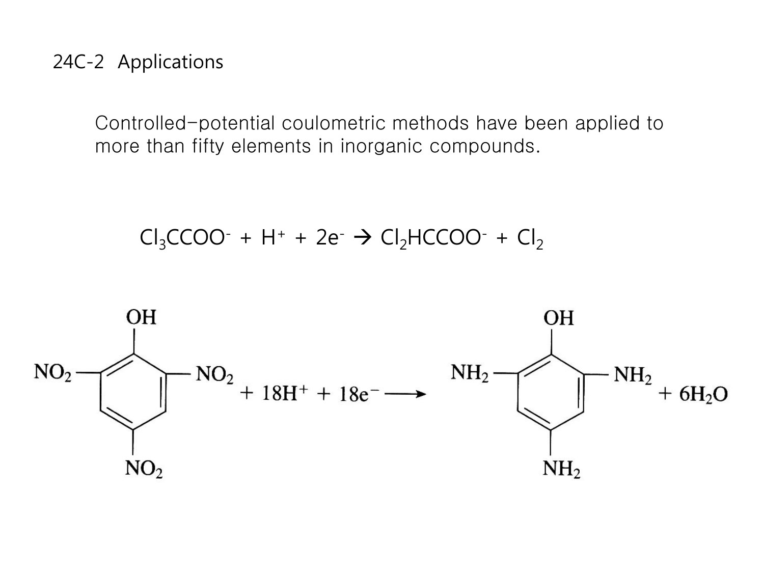### 24C-2 Applications

Controlled-potential coulometric methods have been applied to more than fifty elements in inorganic compounds.

$$Cl_3CCOO^- + H^+ + 2e^- \rightarrow Cl_2HCCOO^- + Cl_2$$

$$C_6H_2(OH)(NO_2)_3 + 18H^+ + 18e^- \longrightarrow C_6H_2(OH)(NH_2)_3 + 6H_2O$$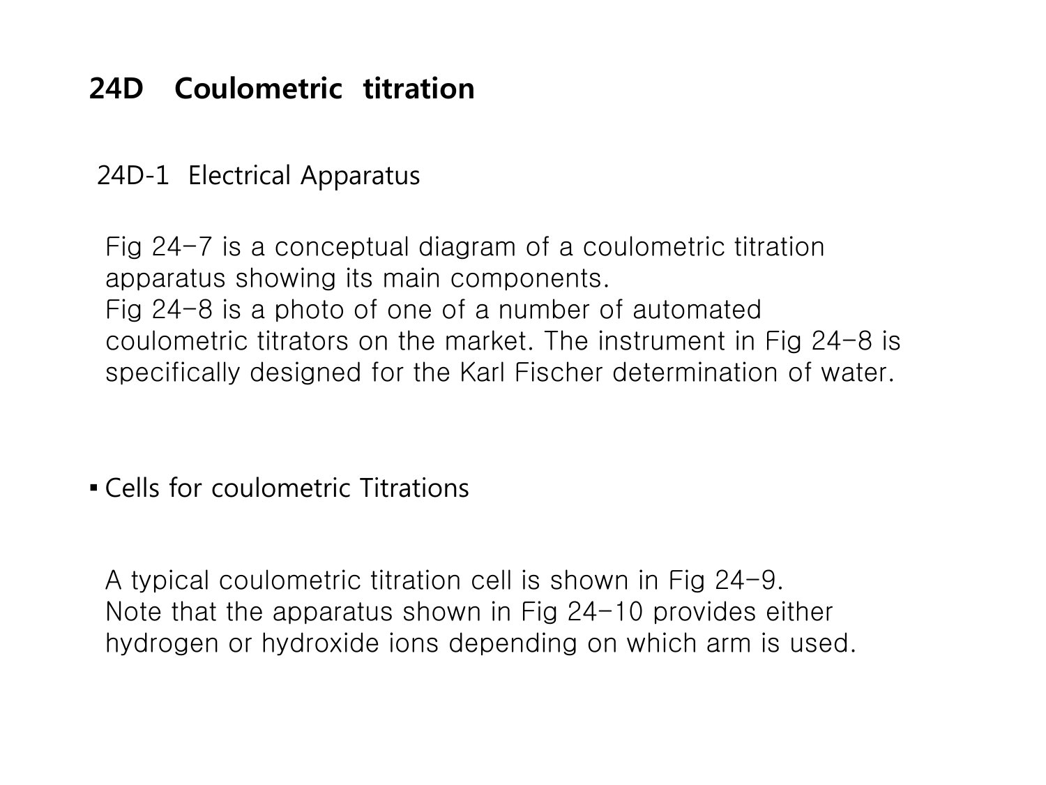## 24D Coulometric titration

### 24D-1 Electrical Apparatus

Fig 24-7 is a conceptual diagram of a coulometric titration apparatus showing its main components.
Fig 24-8 is a photo of one of a number of automated coulometric titrators on the market. The instrument in Fig 24-8 is specifically designed for the Karl Fischer determination of water.

- Cells for coulometric Titrations

A typical coulometric titration cell is shown in Fig 24-9.
Note that the apparatus shown in Fig 24-10 provides either hydrogen or hydroxide ions depending on which arm is used.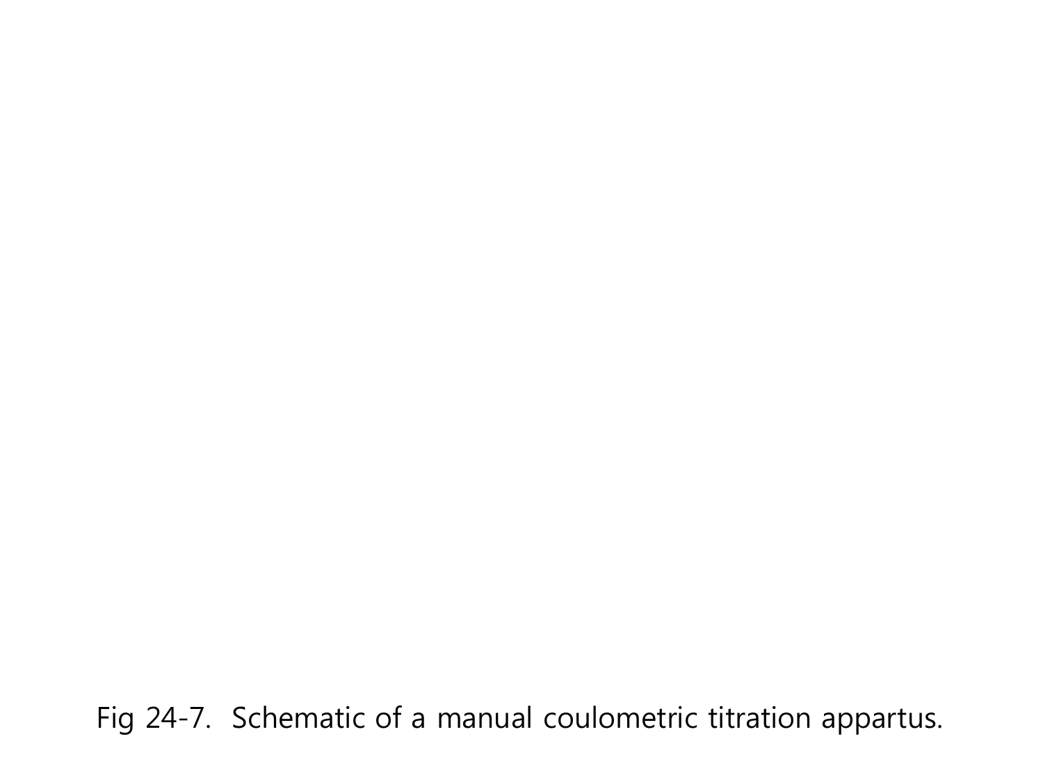Fig 24-7. Schematic of a manual coulometric titration appartus.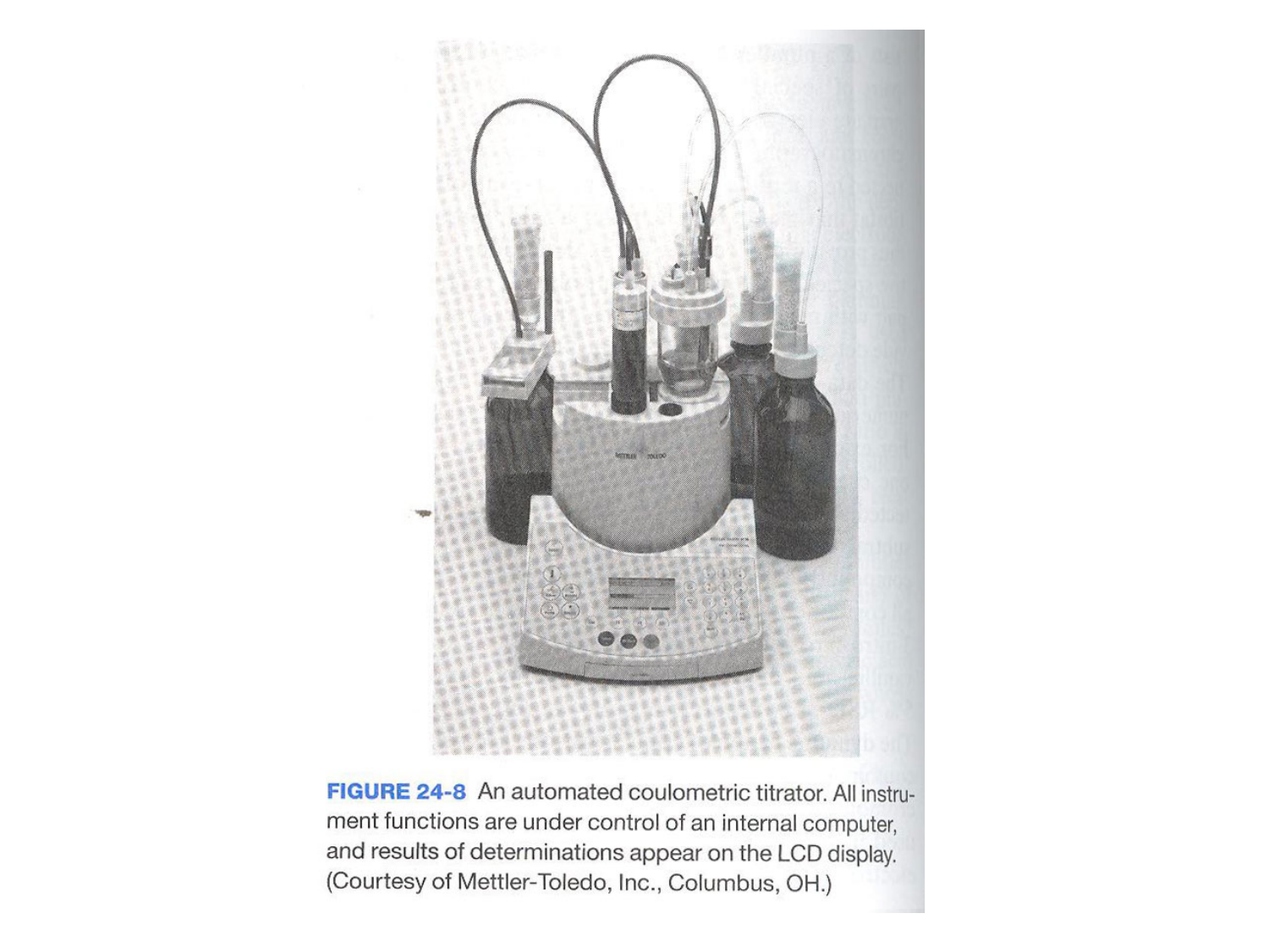**FIGURE 24-8** An automated coulometric titrator. All instrument functions are under control of an internal computer, and results of determinations appear on the LCD display. (Courtesy of Mettler-Toledo, Inc., Columbus, OH.)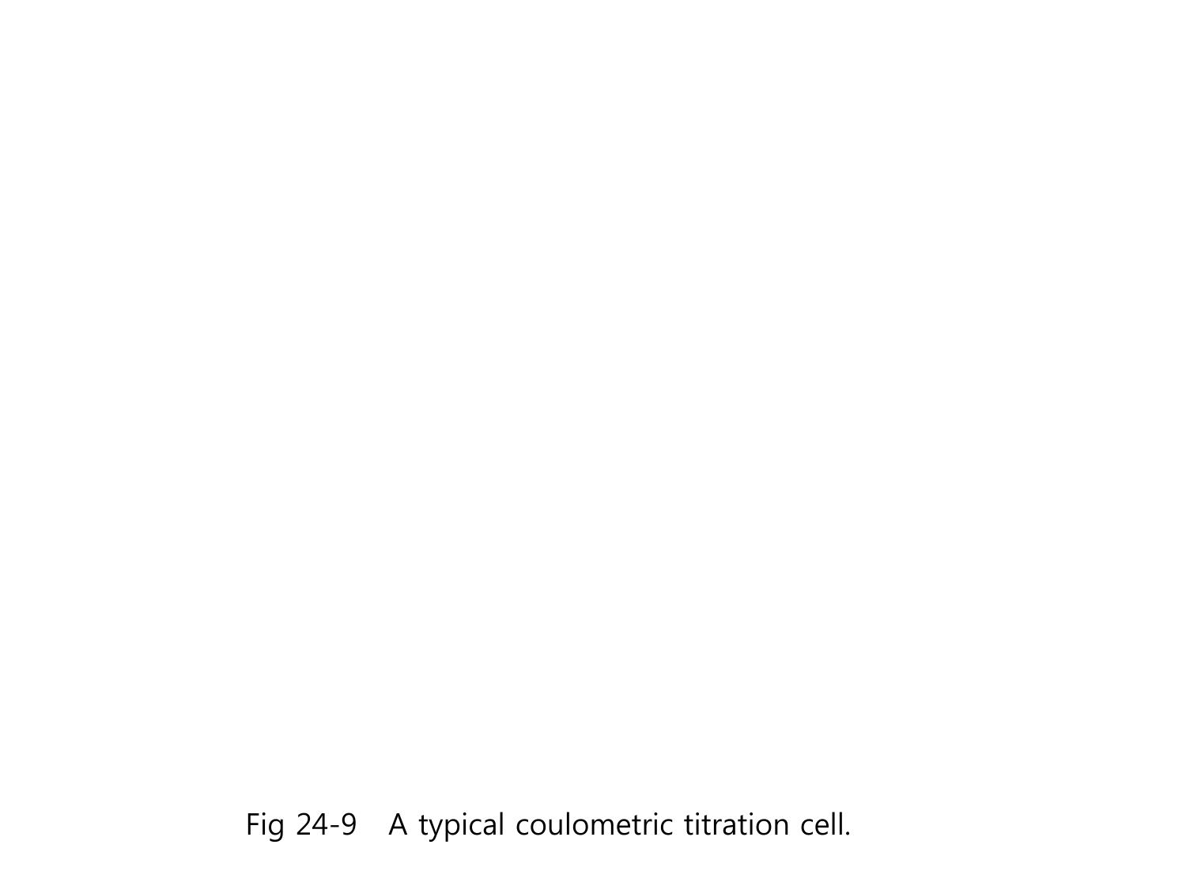Fig 24-9 A typical coulometric titration cell.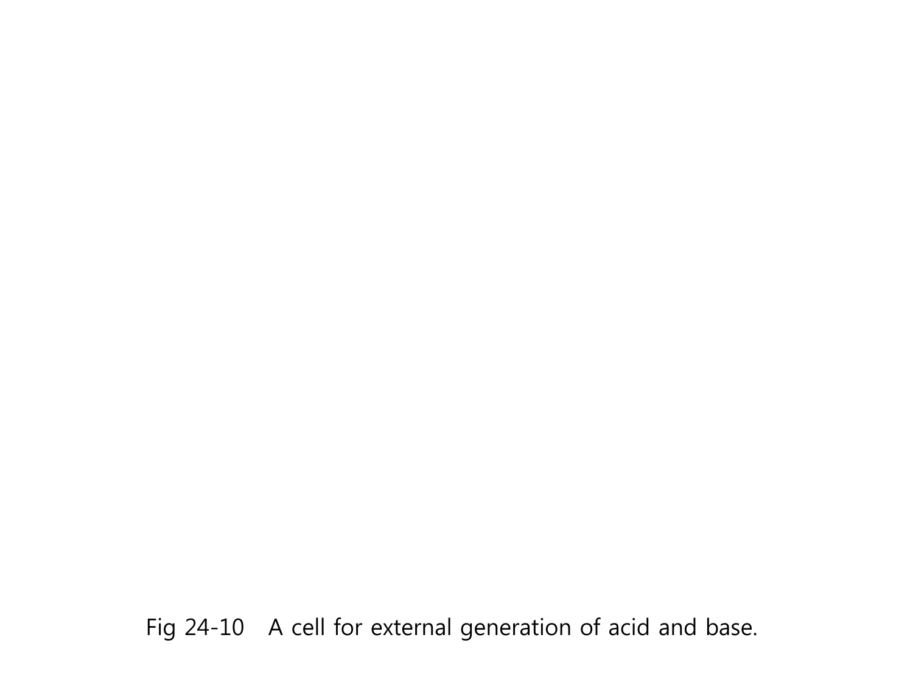Fig 24-10 A cell for external generation of acid and base.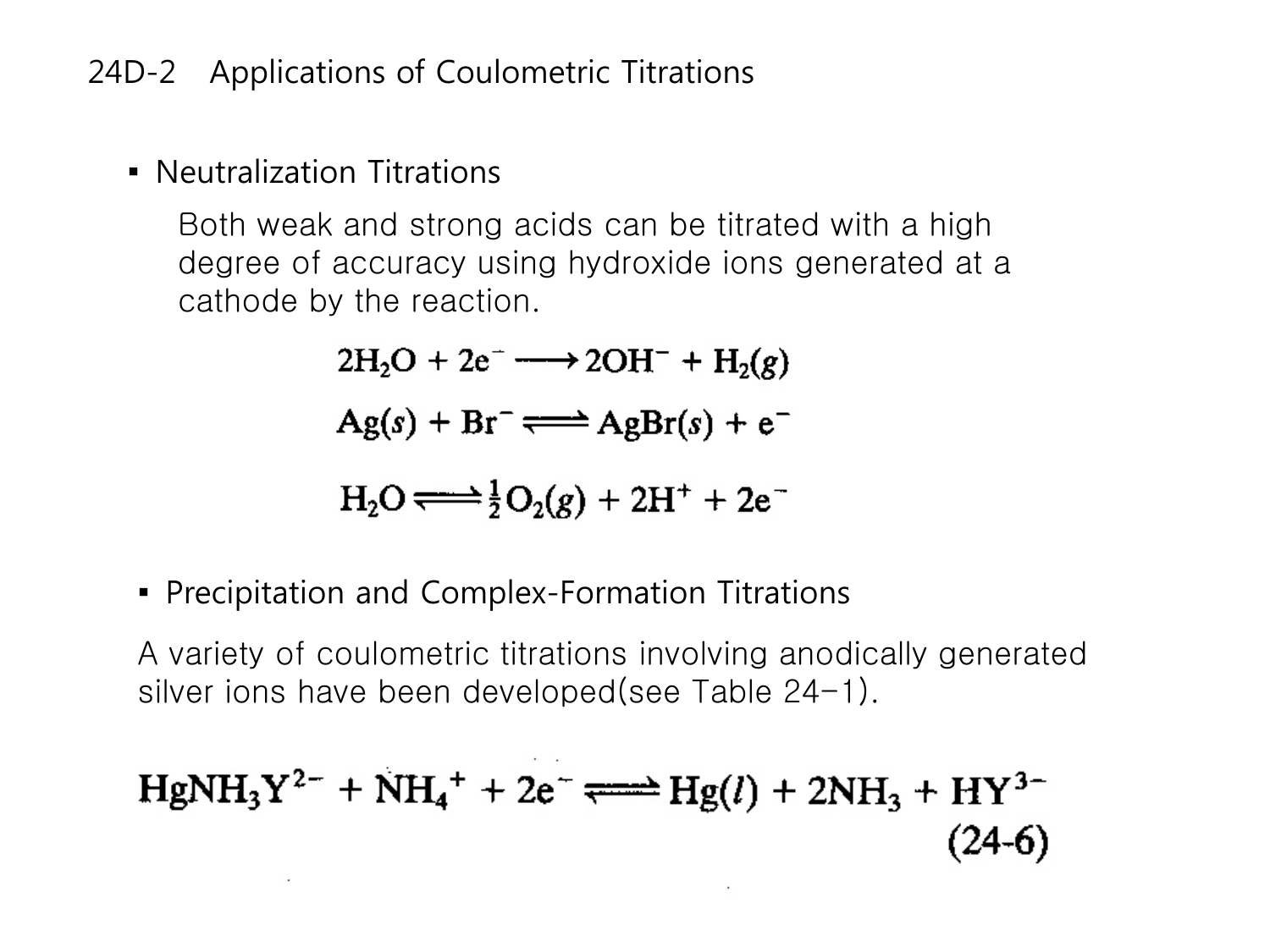## 24D-2 Applications of Coulometric Titrations

- Neutralization Titrations

  Both weak and strong acids can be titrated with a high degree of accuracy using hydroxide ions generated at a cathode by the reaction.

$$2H_2O + 2e^- \longrightarrow 2OH^- + H_2(g)$$

$$Ag(s) + Br^- \rightleftharpoons AgBr(s) + e^-$$

$$H_2O \rightleftharpoons \tfrac{1}{2}O_2(g) + 2H^+ + 2e^-$$

- Precipitation and Complex-Formation Titrations

A variety of coulometric titrations involving anodically generated silver ions have been developed(see Table 24–1).

$$HgNH_3Y^{2-} + NH_4^+ + 2e^- \rightleftharpoons Hg(l) + 2NH_3 + HY^{3-} \qquad (24\text{-}6)$$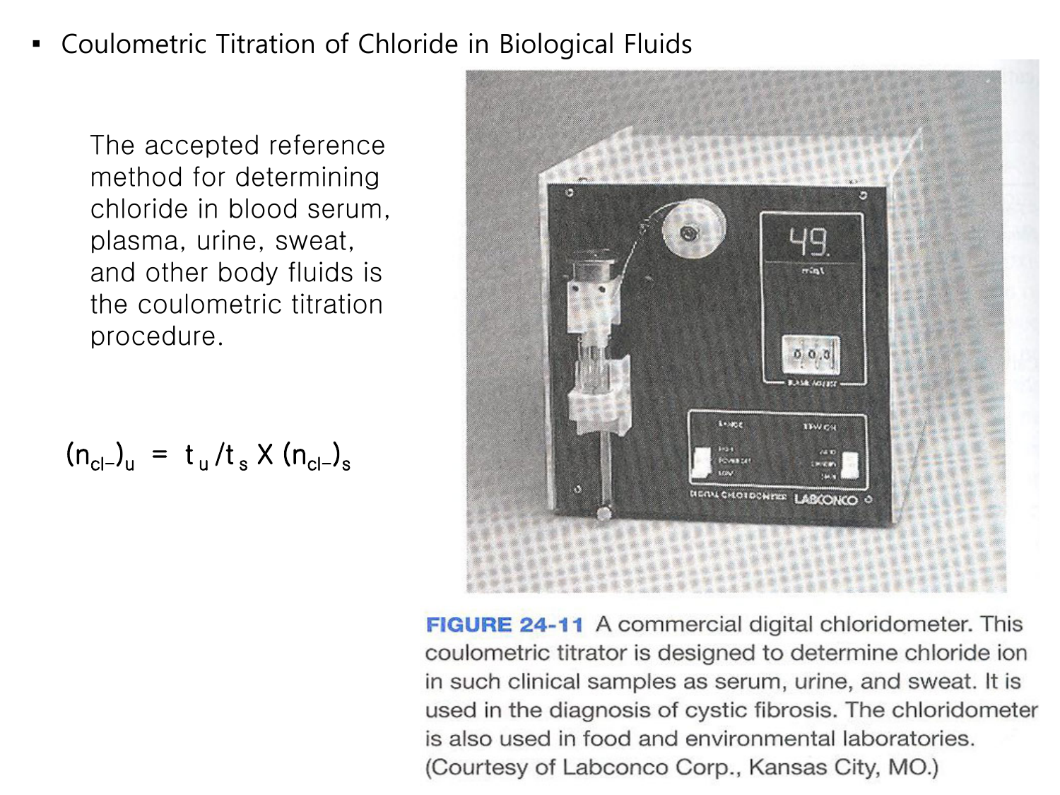- Coulometric Titration of Chloride in Biological Fluids

The accepted reference method for determining chloride in blood serum, plasma, urine, sweat, and other body fluids is the coulometric titration procedure.

$$(n_{Cl^-})_u = t_u / t_s \times (n_{Cl^-})_s$$

**FIGURE 24-11** A commercial digital chloridometer. This coulometric titrator is designed to determine chloride ion in such clinical samples as serum, urine, and sweat. It is used in the diagnosis of cystic fibrosis. The chloridometer is also used in food and environmental laboratories. (Courtesy of Labconco Corp., Kansas City, MO.)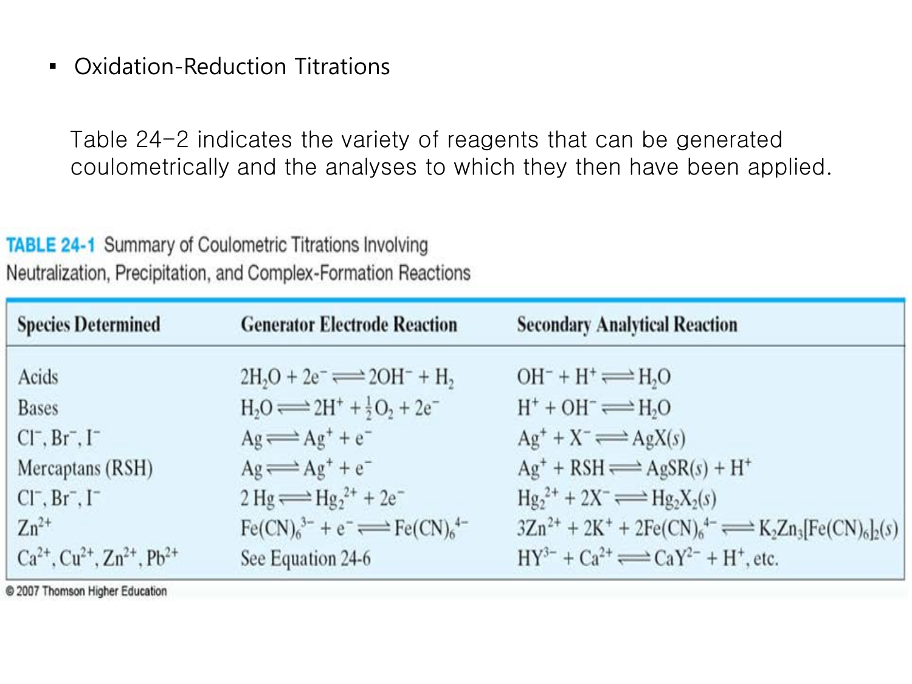- Oxidation-Reduction Titrations

Table 24-2 indicates the variety of reagents that can be generated coulometrically and the analyses to which they then have been applied.

**TABLE 24-1** Summary of Coulometric Titrations Involving Neutralization, Precipitation, and Complex-Formation Reactions

| Species Determined | Generator Electrode Reaction | Secondary Analytical Reaction |
|---|---|---|
| Acids | $2H_2O + 2e^- \rightleftharpoons 2OH^- + H_2$ | $OH^- + H^+ \rightleftharpoons H_2O$ |
| Bases | $H_2O \rightleftharpoons 2H^+ + \frac{1}{2}O_2 + 2e^-$ | $H^+ + OH^- \rightleftharpoons H_2O$ |
| $Cl^-$, $Br^-$, $I^-$ | $Ag \rightleftharpoons Ag^+ + e^-$ | $Ag^+ + X^- \rightleftharpoons AgX(s)$ |
| Mercaptans (RSH) | $Ag \rightleftharpoons Ag^+ + e^-$ | $Ag^+ + RSH \rightleftharpoons AgSR(s) + H^+$ |
| $Cl^-$, $Br^-$, $I^-$ | $2Hg \rightleftharpoons Hg_2^{2+} + 2e^-$ | $Hg_2^{2+} + 2X^- \rightleftharpoons Hg_2X_2(s)$ |
| $Zn^{2+}$ | $Fe(CN)_6^{3-} + e^- \rightleftharpoons Fe(CN)_6^{4-}$ | $3Zn^{2+} + 2K^+ + 2Fe(CN)_6^{4-} \rightleftharpoons K_2Zn_3[Fe(CN)_6]_2(s)$ |
| $Ca^{2+}$, $Cu^{2+}$, $Zn^{2+}$, $Pb^{2+}$ | See Equation 24-6 | $HY^{3-} + Ca^{2+} \rightleftharpoons CaY^{2-} + H^+$, etc. |

© 2007 Thomson Higher Education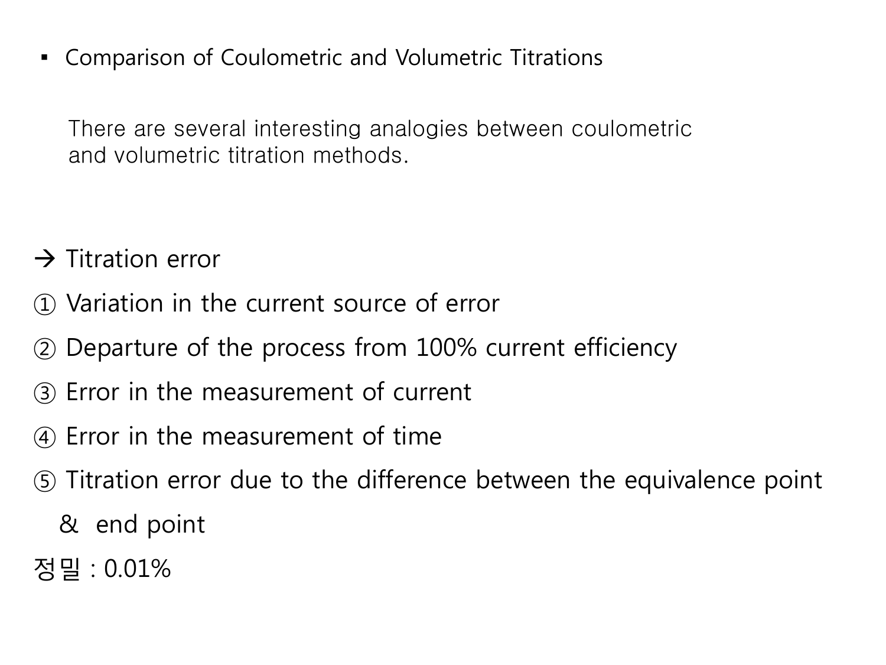- Comparison of Coulometric and Volumetric Titrations

  There are several interesting analogies between coulometric and volumetric titration methods.

→ Titration error

① Variation in the current source of error

② Departure of the process from 100% current efficiency

③ Error in the measurement of current

④ Error in the measurement of time

⑤ Titration error due to the difference between the equivalence point & end point

정밀 : 0.01%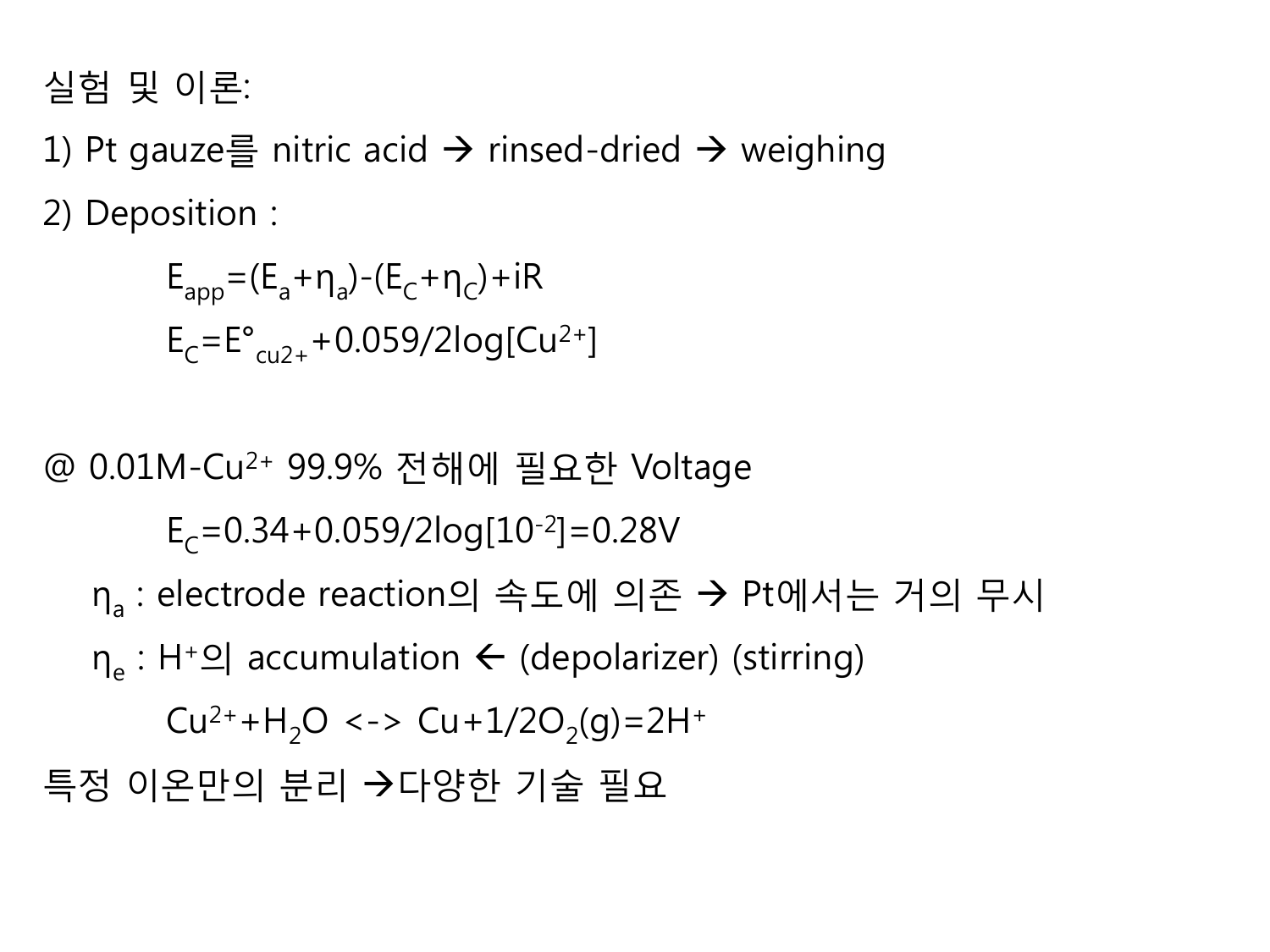실험 및 이론:

1) Pt gauze를 nitric acid → rinsed-dried → weighing

2) Deposition :

$$E_{app}=(E_a+\eta_a)-(E_C+\eta_C)+iR$$

$$E_C=E°_{cu2+}+0.059/2\log[Cu^{2+}]$$

@ 0.01M-$Cu^{2+}$ 99.9% 전해에 필요한 Voltage

$$E_C=0.34+0.059/2\log[10^{-2}]=0.28V$$

$\eta_a$ : electrode reaction의 속도에 의존 → Pt에서는 거의 무시

$\eta_e$ : $H^+$의 accumulation ← (depolarizer) (stirring)

$$Cu^{2+}+H_2O <-> Cu+1/2O_2(g)=2H^+$$

특정 이온만의 분리 →다양한 기술 필요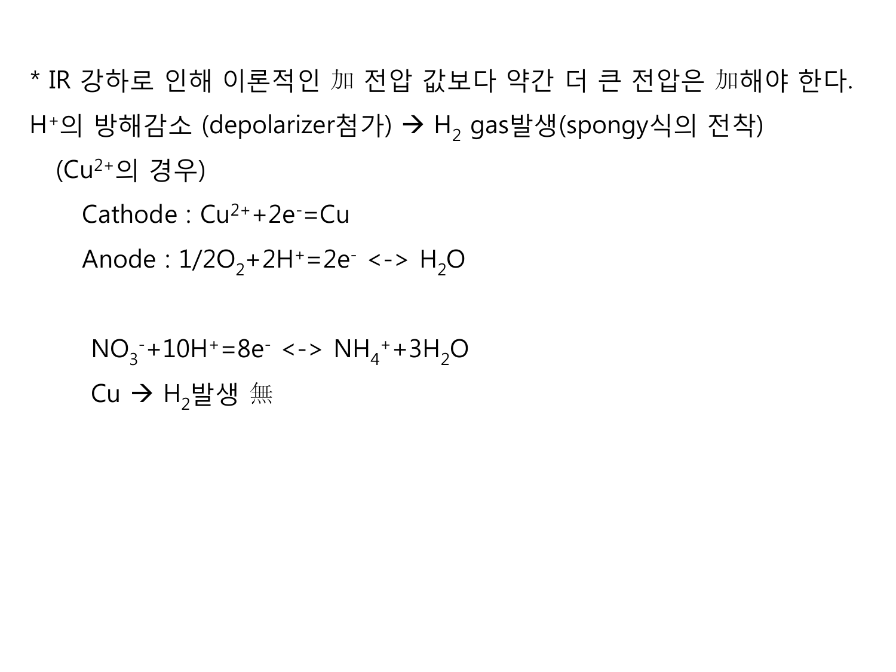* IR 강하로 인해 이론적인 加 전압 값보다 약간 더 큰 전압은 加해야 한다.

$H^+$의 방해감소 (depolarizer첨가) → $H_2$ gas발생(spongy식의 전착)

(Cu$^{2+}$의 경우)

Cathode : $Cu^{2+}+2e^-=Cu$

Anode : $1/2O_2+2H^+=2e^-$ <-> $H_2O$

$NO_3^-+10H^+=8e^-$ <-> $NH_4^++3H_2O$

Cu → $H_2$발생 無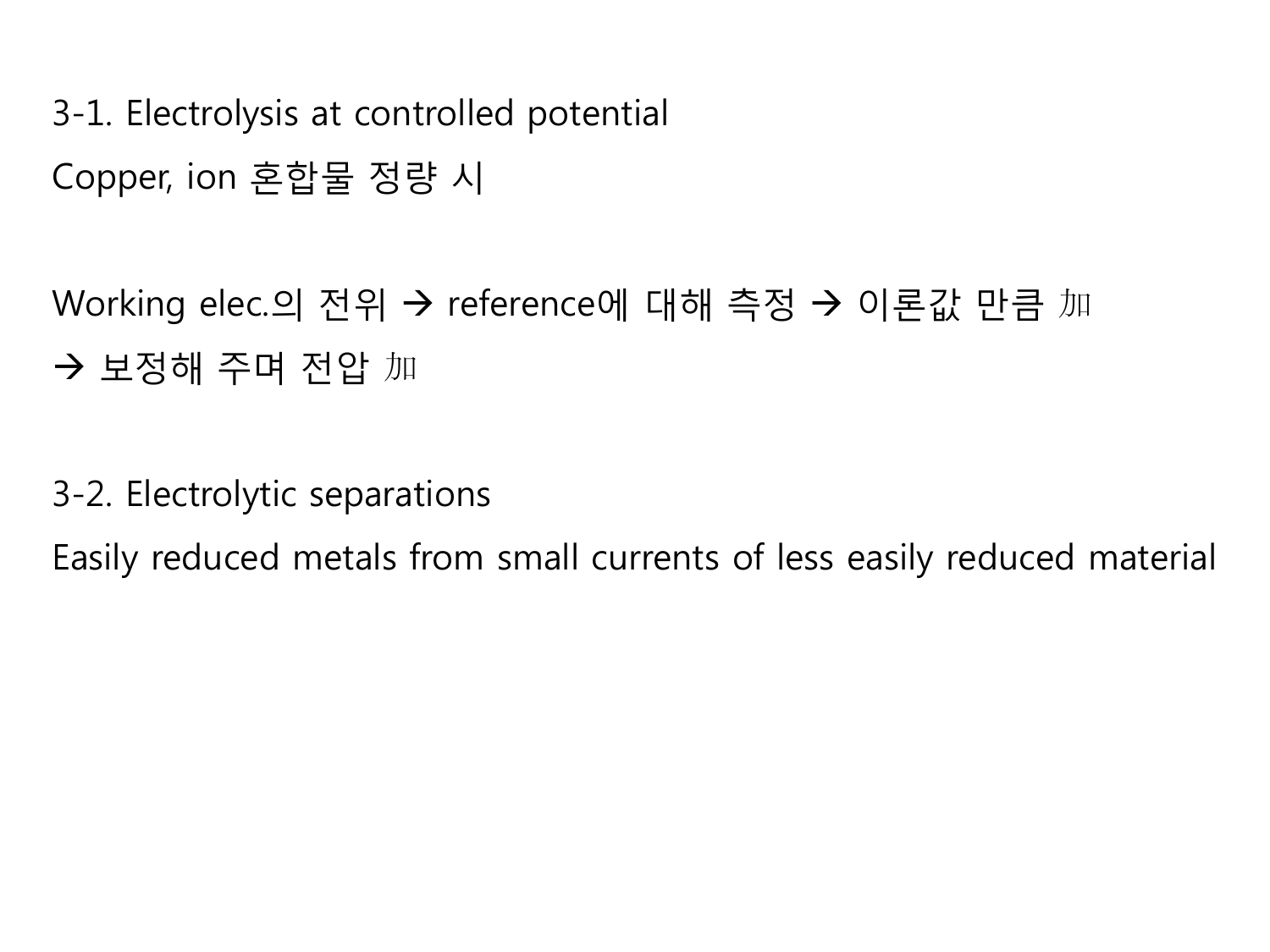3-1. Electrolysis at controlled potential

Copper, ion 혼합물 정량 시

Working elec.의 전위 → reference에 대해 측정 → 이론값 만큼 加
→ 보정해 주며 전압 加

3-2. Electrolytic separations

Easily reduced metals from small currents of less easily reduced material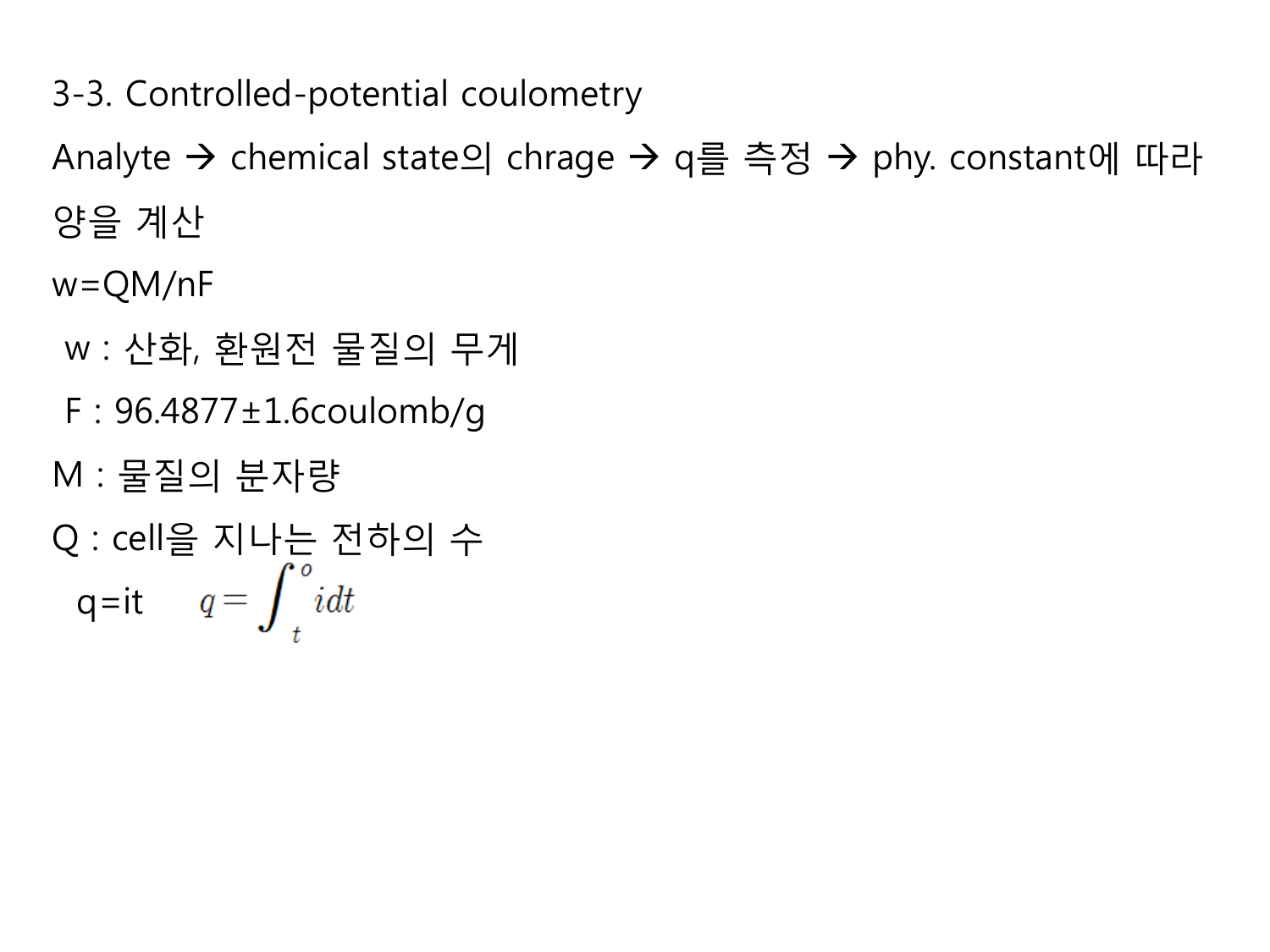## 3-3. Controlled-potential coulometry

Analyte → chemical state의 chrage → q를 측정 → phy. constant에 따라 양을 계산

$w=QM/nF$

 w : 산화, 환원전 물질의 무게

 F : 96.4877±1.6coulomb/g

M : 물질의 분자량

Q : cell을 지나는 전하의 수

 $q=it$ $\quad q=\int_{t}^{o} i dt$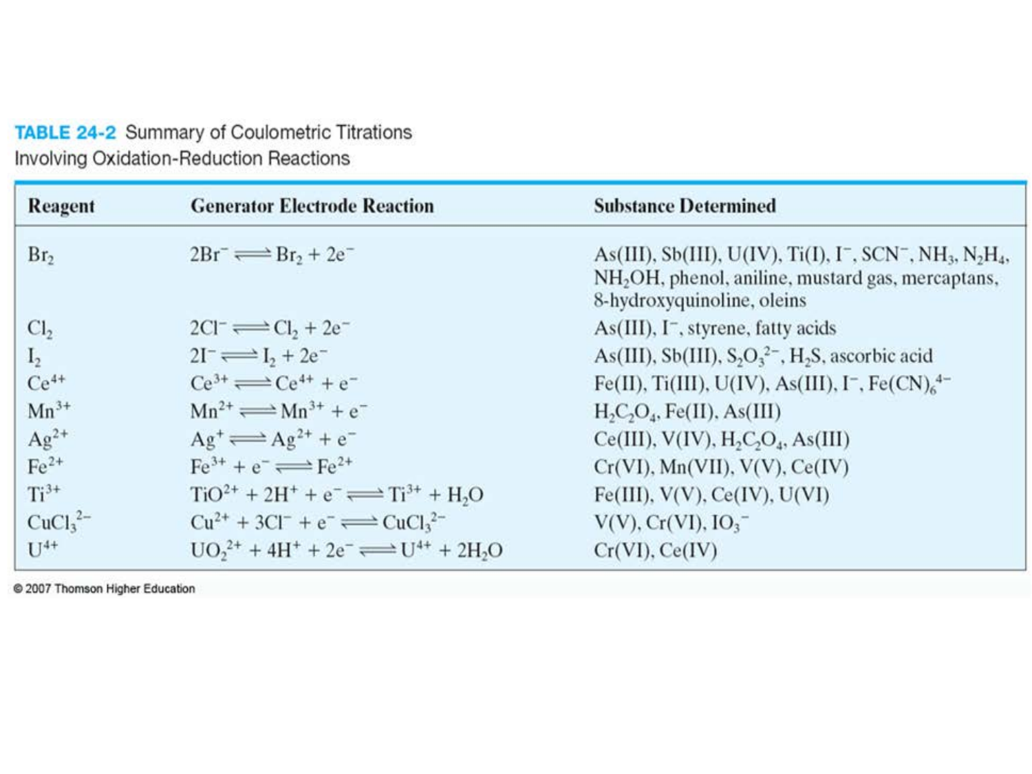**TABLE 24-2** Summary of Coulometric Titrations Involving Oxidation-Reduction Reactions

| Reagent | Generator Electrode Reaction | Substance Determined |
|---|---|---|
| $Br_2$ | $2Br^- \rightleftharpoons Br_2 + 2e^-$ | As(III), Sb(III), U(IV), Ti(I), $I^-$, $SCN^-$, $NH_3$, $N_2H_4$, $NH_2OH$, phenol, aniline, mustard gas, mercaptans, 8-hydroxyquinoline, oleins |
| $Cl_2$ | $2Cl^- \rightleftharpoons Cl_2 + 2e^-$ | As(III), $I^-$, styrene, fatty acids |
| $I_2$ | $2I^- \rightleftharpoons I_2 + 2e^-$ | As(III), Sb(III), $S_2O_3^{2-}$, $H_2S$, ascorbic acid |
| $Ce^{4+}$ | $Ce^{3+} \rightleftharpoons Ce^{4+} + e^-$ | Fe(II), Ti(III), U(IV), As(III), $I^-$, $Fe(CN)_6^{4-}$ |
| $Mn^{3+}$ | $Mn^{2+} \rightleftharpoons Mn^{3+} + e^-$ | $H_2C_2O_4$, Fe(II), As(III) |
| $Ag^{2+}$ | $Ag^+ \rightleftharpoons Ag^{2+} + e^-$ | Ce(III), V(IV), $H_2C_2O_4$, As(III) |
| $Fe^{2+}$ | $Fe^{3+} + e^- \rightleftharpoons Fe^{2+}$ | Cr(VI), Mn(VII), V(V), Ce(IV) |
| $Ti^{3+}$ | $TiO^{2+} + 2H^+ + e^- \rightleftharpoons Ti^{3+} + H_2O$ | Fe(III), V(V), Ce(IV), U(VI) |
| $CuCl_3^{2-}$ | $Cu^{2+} + 3Cl^- + e^- \rightleftharpoons CuCl_3^{2-}$ | V(V), Cr(VI), $IO_3^-$ |
| $U^{4+}$ | $UO_2^{2+} + 4H^+ + 2e^- \rightleftharpoons U^{4+} + 2H_2O$ | Cr(VI), Ce(IV) |

© 2007 Thomson Higher Education